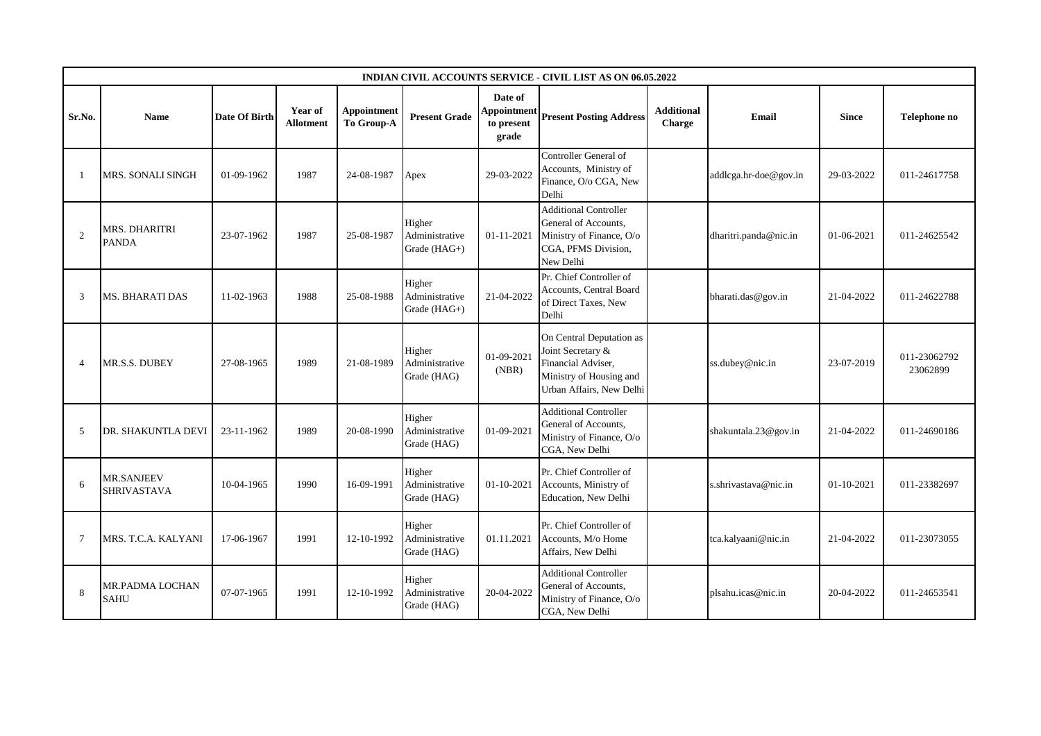| INDIAN CIVIL ACCOUNTS SERVICE - CIVIL LIST AS ON 06.05.2022 | | | | | | | | | | | |
|---|---|---|---|---|---|---|---|---|---|---|---|
| **Sr.No.** | **Name** | **Date Of Birth** | **Year of Allotment** | **Appointment To Group-A** | **Present Grade** | **Date of Appointment to present grade** | **Present Posting Address** | **Additional Charge** | **Email** | **Since** | **Telephone no** |
| 1 | MRS. SONALI SINGH | 01-09-1962 | 1987 | 24-08-1987 | Apex | 29-03-2022 | Controller General of Accounts, Ministry of Finance, O/o CGA, New Delhi | | addlcga.hr-doe@gov.in | 29-03-2022 | 011-24617758 |
| 2 | MRS. DHARITRI PANDA | 23-07-1962 | 1987 | 25-08-1987 | Higher Administrative Grade (HAG+) | 01-11-2021 | Additional Controller General of Accounts, Ministry of Finance, O/o CGA, PFMS Division, New Delhi | | dharitri.panda@nic.in | 01-06-2021 | 011-24625542 |
| 3 | MS. BHARATI DAS | 11-02-1963 | 1988 | 25-08-1988 | Higher Administrative Grade (HAG+) | 21-04-2022 | Pr. Chief Controller of Accounts, Central Board of Direct Taxes, New Delhi | | bharati.das@gov.in | 21-04-2022 | 011-24622788 |
| 4 | MR.S.S. DUBEY | 27-08-1965 | 1989 | 21-08-1989 | Higher Administrative Grade (HAG) | 01-09-2021 (NBR) | On Central Deputation as Joint Secretary & Financial Adviser, Ministry of Housing and Urban Affairs, New Delhi | | ss.dubey@nic.in | 23-07-2019 | 011-23062792 23062899 |
| 5 | DR. SHAKUNTLA DEVI | 23-11-1962 | 1989 | 20-08-1990 | Higher Administrative Grade (HAG) | 01-09-2021 | Additional Controller General of Accounts, Ministry of Finance, O/o CGA, New Delhi | | shakuntala.23@gov.in | 21-04-2022 | 011-24690186 |
| 6 | MR.SANJEEV SHRIVASTAVA | 10-04-1965 | 1990 | 16-09-1991 | Higher Administrative Grade (HAG) | 01-10-2021 | Pr. Chief Controller of Accounts, Ministry of Education, New Delhi | | s.shrivastava@nic.in | 01-10-2021 | 011-23382697 |
| 7 | MRS. T.C.A. KALYANI | 17-06-1967 | 1991 | 12-10-1992 | Higher Administrative Grade (HAG) | 01.11.2021 | Pr. Chief Controller of Accounts, M/o Home Affairs, New Delhi | | tca.kalyaani@nic.in | 21-04-2022 | 011-23073055 |
| 8 | MR.PADMA LOCHAN SAHU | 07-07-1965 | 1991 | 12-10-1992 | Higher Administrative Grade (HAG) | 20-04-2022 | Additional Controller General of Accounts, Ministry of Finance, O/o CGA, New Delhi | | plsahu.icas@nic.in | 20-04-2022 | 011-24653541 |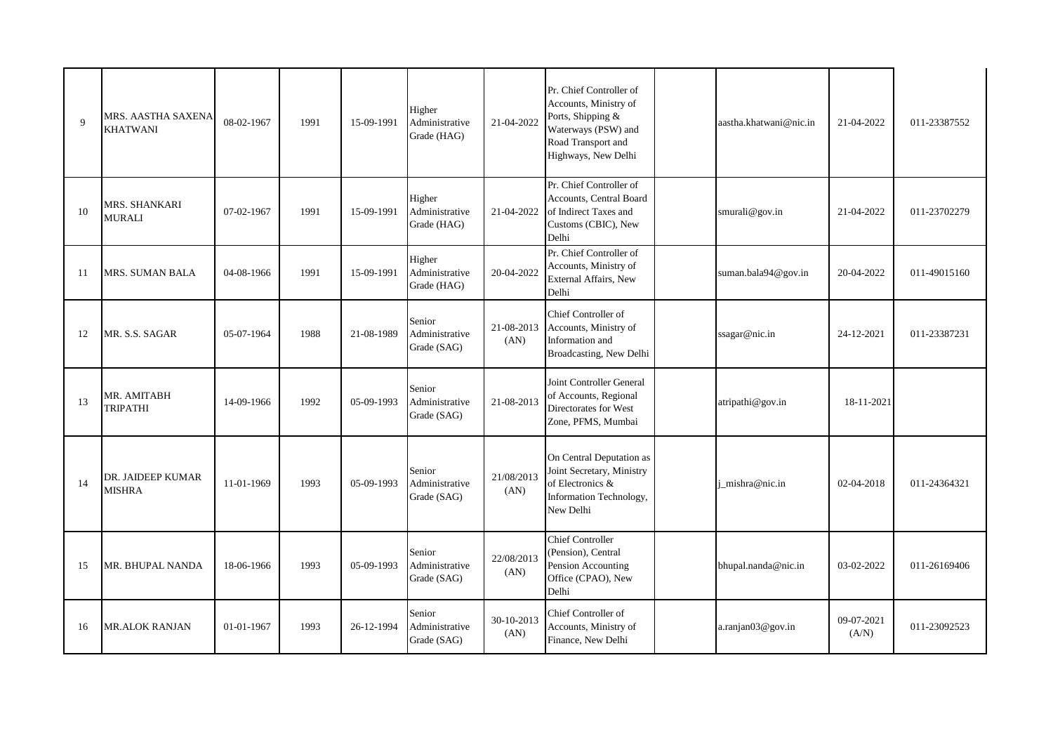| 9 | MRS. AASTHA SAXENA KHATWANI | 08-02-1967 | 1991 | 15-09-1991 | Higher Administrative Grade (HAG) | 21-04-2022 | Pr. Chief Controller of Accounts, Ministry of Ports, Shipping & Waterways (PSW) and Road Transport and Highways, New Delhi | | aastha.khatwani@nic.in | 21-04-2022 | 011-23387552 |
|---|---|---|---|---|---|---|---|---|---|---|---|
| 10 | MRS. SHANKARI MURALI | 07-02-1967 | 1991 | 15-09-1991 | Higher Administrative Grade (HAG) | 21-04-2022 | Pr. Chief Controller of Accounts, Central Board of Indirect Taxes and Customs (CBIC), New Delhi | | smurali@gov.in | 21-04-2022 | 011-23702279 |
| 11 | MRS. SUMAN BALA | 04-08-1966 | 1991 | 15-09-1991 | Higher Administrative Grade (HAG) | 20-04-2022 | Pr. Chief Controller of Accounts, Ministry of External Affairs, New Delhi | | suman.bala94@gov.in | 20-04-2022 | 011-49015160 |
| 12 | MR. S.S. SAGAR | 05-07-1964 | 1988 | 21-08-1989 | Senior Administrative Grade (SAG) | 21-08-2013 (AN) | Chief Controller of Accounts, Ministry of Information and Broadcasting, New Delhi | | ssagar@nic.in | 24-12-2021 | 011-23387231 |
| 13 | MR. AMITABH TRIPATHI | 14-09-1966 | 1992 | 05-09-1993 | Senior Administrative Grade (SAG) | 21-08-2013 | Joint Controller General of Accounts, Regional Directorates for West Zone, PFMS, Mumbai | | atripathi@gov.in | 18-11-2021 | |
| 14 | DR. JAIDEEP KUMAR MISHRA | 11-01-1969 | 1993 | 05-09-1993 | Senior Administrative Grade (SAG) | 21/08/2013 (AN) | On Central Deputation as Joint Secretary, Ministry of Electronics & Information Technology, New Delhi | | j_mishra@nic.in | 02-04-2018 | 011-24364321 |
| 15 | MR. BHUPAL NANDA | 18-06-1966 | 1993 | 05-09-1993 | Senior Administrative Grade (SAG) | 22/08/2013 (AN) | Chief Controller (Pension), Central Pension Accounting Office (CPAO), New Delhi | | bhupal.nanda@nic.in | 03-02-2022 | 011-26169406 |
| 16 | MR.ALOK RANJAN | 01-01-1967 | 1993 | 26-12-1994 | Senior Administrative Grade (SAG) | 30-10-2013 (AN) | Chief Controller of Accounts, Ministry of Finance, New Delhi | | a.ranjan03@gov.in | 09-07-2021 (A/N) | 011-23092523 |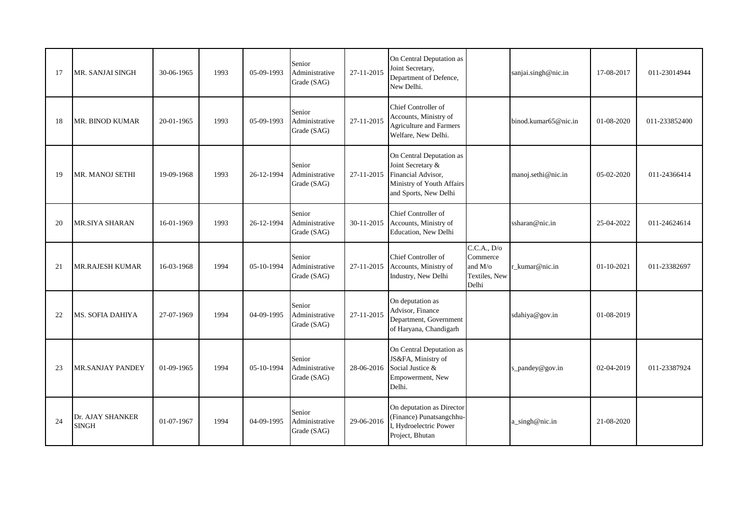| | | | | | | | | | | | |
|---|---|---|---|---|---|---|---|---|---|---|---|
| 17 | MR. SANJAI SINGH | 30-06-1965 | 1993 | 05-09-1993 | Senior Administrative Grade (SAG) | 27-11-2015 | On Central Deputation as Joint Secretary, Department of Defence, New Delhi. | | sanjai.singh@nic.in | 17-08-2017 | 011-23014944 |
| 18 | MR. BINOD KUMAR | 20-01-1965 | 1993 | 05-09-1993 | Senior Administrative Grade (SAG) | 27-11-2015 | Chief Controller of Accounts, Ministry of Agriculture and Farmers Welfare, New Delhi. | | binod.kumar65@nic.in | 01-08-2020 | 011-233852400 |
| 19 | MR. MANOJ SETHI | 19-09-1968 | 1993 | 26-12-1994 | Senior Administrative Grade (SAG) | 27-11-2015 | On Central Deputation as Joint Secretary & Financial Advisor, Ministry of Youth Affairs and Sports, New Delhi | | manoj.sethi@nic.in | 05-02-2020 | 011-24366414 |
| 20 | MR.SIYA SHARAN | 16-01-1969 | 1993 | 26-12-1994 | Senior Administrative Grade (SAG) | 30-11-2015 | Chief Controller of Accounts, Ministry of Education, New Delhi | | ssharan@nic.in | 25-04-2022 | 011-24624614 |
| 21 | MR.RAJESH KUMAR | 16-03-1968 | 1994 | 05-10-1994 | Senior Administrative Grade (SAG) | 27-11-2015 | Chief Controller of Accounts, Ministry of Industry, New Delhi | C.C.A., D/o Commerce and M/o Textiles, New Delhi | r_kumar@nic.in | 01-10-2021 | 011-23382697 |
| 22 | MS. SOFIA DAHIYA | 27-07-1969 | 1994 | 04-09-1995 | Senior Administrative Grade (SAG) | 27-11-2015 | On deputation as Advisor, Finance Department, Government of Haryana, Chandigarh | | sdahiya@gov.in | 01-08-2019 | |
| 23 | MR.SANJAY PANDEY | 01-09-1965 | 1994 | 05-10-1994 | Senior Administrative Grade (SAG) | 28-06-2016 | On Central Deputation as JS&FA, Ministry of Social Justice & Empowerment, New Delhi. | | s_pandey@gov.in | 02-04-2019 | 011-23387924 |
| 24 | Dr. AJAY SHANKER SINGH | 01-07-1967 | 1994 | 04-09-1995 | Senior Administrative Grade (SAG) | 29-06-2016 | On deputation as Director (Finance) Punatsangchhu-I, Hydroelectric Power Project, Bhutan | | a_singh@nic.in | 21-08-2020 | |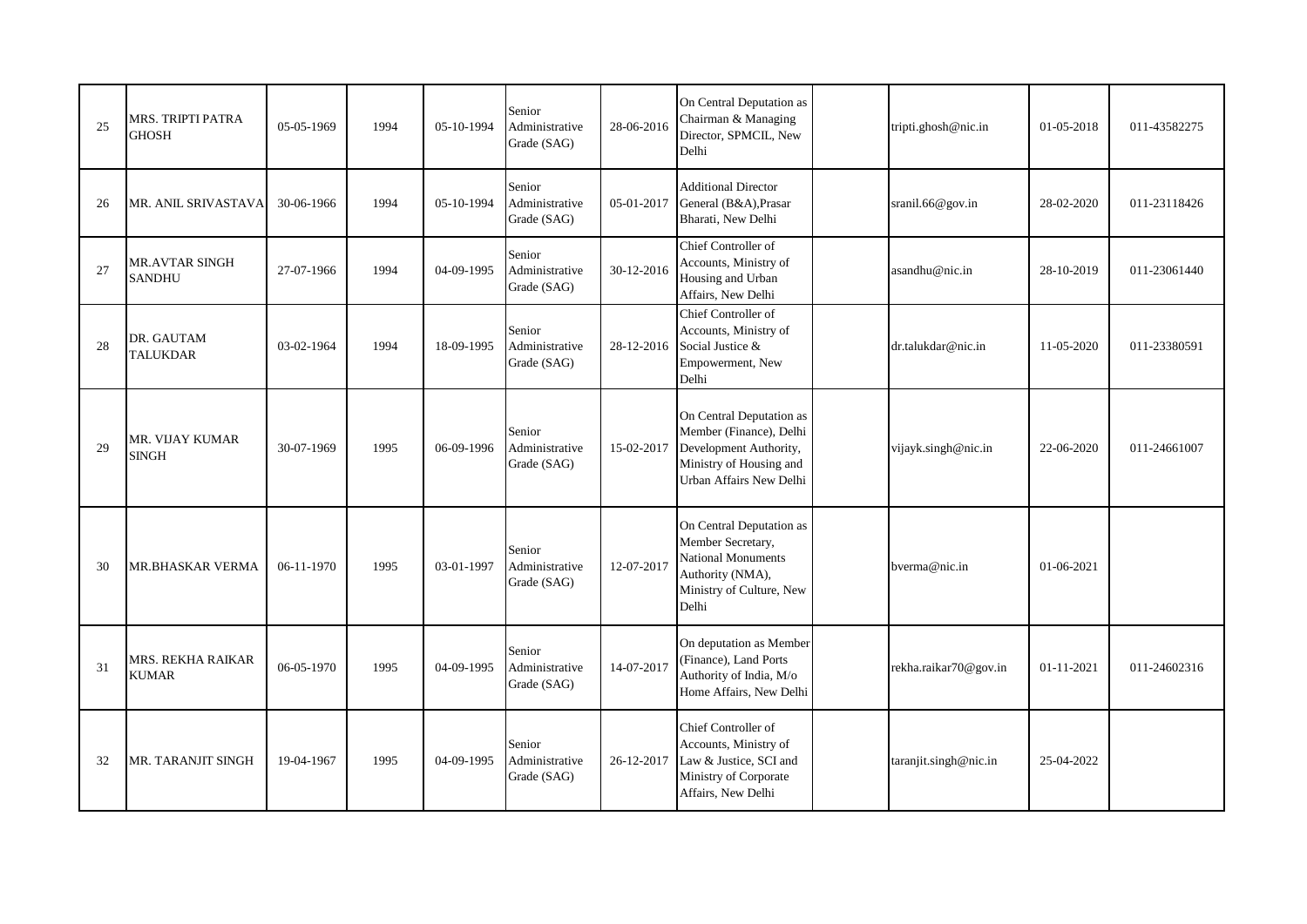| | | | | | | | | | | | |
|---|---|---|---|---|---|---|---|---|---|---|---|
| 25 | MRS. TRIPTI PATRA GHOSH | 05-05-1969 | 1994 | 05-10-1994 | Senior Administrative Grade (SAG) | 28-06-2016 | On Central Deputation as Chairman & Managing Director, SPMCIL, New Delhi | | tripti.ghosh@nic.in | 01-05-2018 | 011-43582275 |
| 26 | MR. ANIL SRIVASTAVA | 30-06-1966 | 1994 | 05-10-1994 | Senior Administrative Grade (SAG) | 05-01-2017 | Additional Director General (B&A),Prasar Bharati, New Delhi | | sranil.66@gov.in | 28-02-2020 | 011-23118426 |
| 27 | MR.AVTAR SINGH SANDHU | 27-07-1966 | 1994 | 04-09-1995 | Senior Administrative Grade (SAG) | 30-12-2016 | Chief Controller of Accounts, Ministry of Housing and Urban Affairs, New Delhi | | asandhu@nic.in | 28-10-2019 | 011-23061440 |
| 28 | DR. GAUTAM TALUKDAR | 03-02-1964 | 1994 | 18-09-1995 | Senior Administrative Grade (SAG) | 28-12-2016 | Chief Controller of Accounts, Ministry of Social Justice & Empowerment, New Delhi | | dr.talukdar@nic.in | 11-05-2020 | 011-23380591 |
| 29 | MR. VIJAY KUMAR SINGH | 30-07-1969 | 1995 | 06-09-1996 | Senior Administrative Grade (SAG) | 15-02-2017 | On Central Deputation as Member (Finance), Delhi Development Authority, Ministry of Housing and Urban Affairs New Delhi | | vijayk.singh@nic.in | 22-06-2020 | 011-24661007 |
| 30 | MR.BHASKAR VERMA | 06-11-1970 | 1995 | 03-01-1997 | Senior Administrative Grade (SAG) | 12-07-2017 | On Central Deputation as Member Secretary, National Monuments Authority (NMA), Ministry of Culture, New Delhi | | bverma@nic.in | 01-06-2021 | |
| 31 | MRS. REKHA RAIKAR KUMAR | 06-05-1970 | 1995 | 04-09-1995 | Senior Administrative Grade (SAG) | 14-07-2017 | On deputation as Member (Finance), Land Ports Authority of India, M/o Home Affairs, New Delhi | | rekha.raikar70@gov.in | 01-11-2021 | 011-24602316 |
| 32 | MR. TARANJIT SINGH | 19-04-1967 | 1995 | 04-09-1995 | Senior Administrative Grade (SAG) | 26-12-2017 | Chief Controller of Accounts, Ministry of Law & Justice, SCI and Ministry of Corporate Affairs, New Delhi | | taranjit.singh@nic.in | 25-04-2022 | |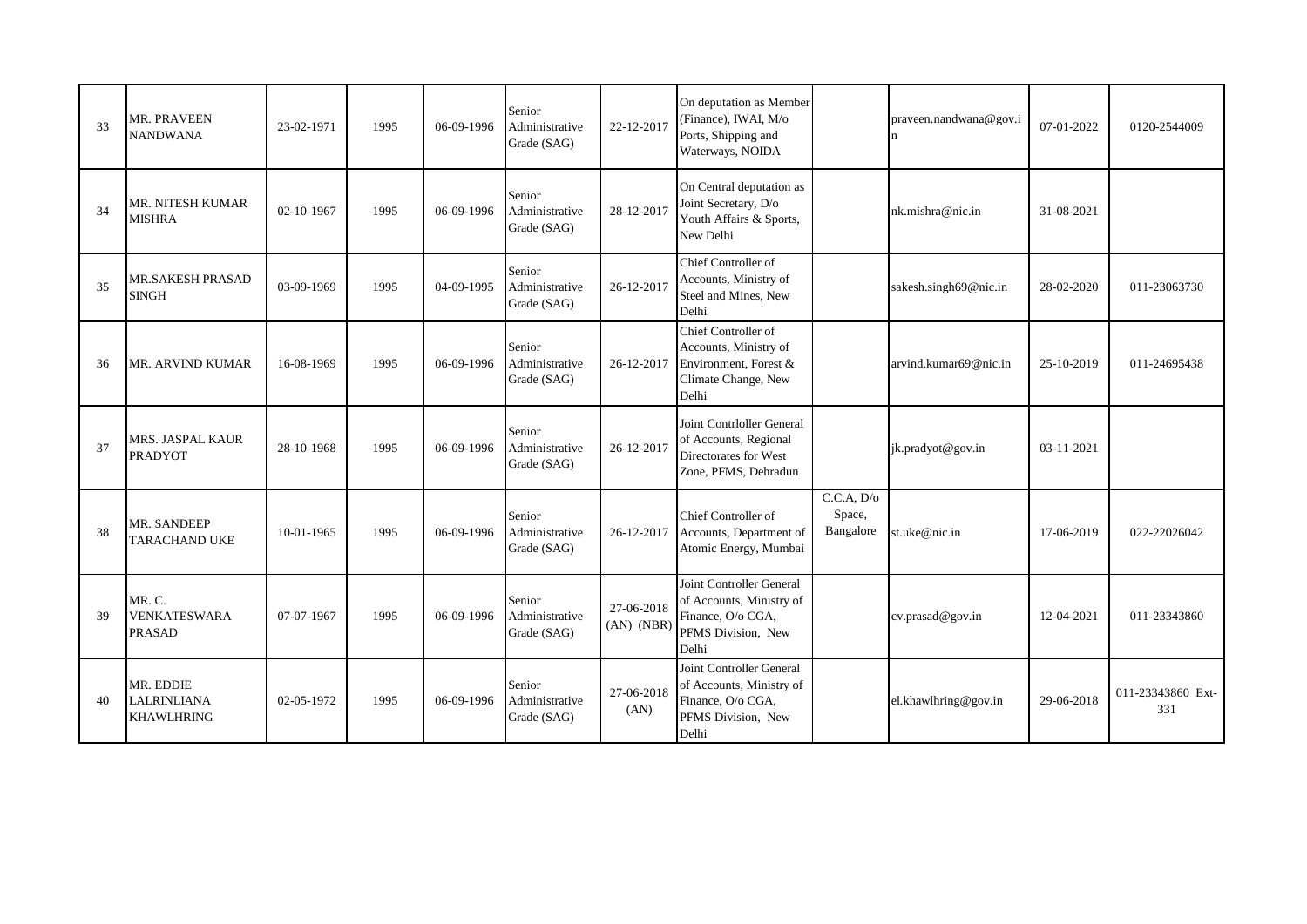| 33 | MR. PRAVEEN NANDWANA | 23-02-1971 | 1995 | 06-09-1996 | Senior Administrative Grade (SAG) | 22-12-2017 | On deputation as Member (Finance), IWAI, M/o Ports, Shipping and Waterways, NOIDA | | praveen.nandwana@gov.in | 07-01-2022 | 0120-2544009 |
|---|---|---|---|---|---|---|---|---|---|---|---|
| 34 | MR. NITESH KUMAR MISHRA | 02-10-1967 | 1995 | 06-09-1996 | Senior Administrative Grade (SAG) | 28-12-2017 | On Central deputation as Joint Secretary, D/o Youth Affairs & Sports, New Delhi | | nk.mishra@nic.in | 31-08-2021 | |
| 35 | MR.SAKESH PRASAD SINGH | 03-09-1969 | 1995 | 04-09-1995 | Senior Administrative Grade (SAG) | 26-12-2017 | Chief Controller of Accounts, Ministry of Steel and Mines, New Delhi | | sakesh.singh69@nic.in | 28-02-2020 | 011-23063730 |
| 36 | MR. ARVIND KUMAR | 16-08-1969 | 1995 | 06-09-1996 | Senior Administrative Grade (SAG) | 26-12-2017 | Chief Controller of Accounts, Ministry of Environment, Forest & Climate Change, New Delhi | | arvind.kumar69@nic.in | 25-10-2019 | 011-24695438 |
| 37 | MRS. JASPAL KAUR PRADYOT | 28-10-1968 | 1995 | 06-09-1996 | Senior Administrative Grade (SAG) | 26-12-2017 | Joint Contrloller General of Accounts, Regional Directorates for West Zone, PFMS, Dehradun | | jk.pradyot@gov.in | 03-11-2021 | |
| 38 | MR. SANDEEP TARACHAND UKE | 10-01-1965 | 1995 | 06-09-1996 | Senior Administrative Grade (SAG) | 26-12-2017 | Chief Controller of Accounts, Department of Atomic Energy, Mumbai | C.C.A, D/o Space, Bangalore | st.uke@nic.in | 17-06-2019 | 022-22026042 |
| 39 | MR. C. VENKATESWARA PRASAD | 07-07-1967 | 1995 | 06-09-1996 | Senior Administrative Grade (SAG) | 27-06-2018 (AN) (NBR) | Joint Controller General of Accounts, Ministry of Finance, O/o CGA, PFMS Division, New Delhi | | cv.prasad@gov.in | 12-04-2021 | 011-23343860 |
| 40 | MR. EDDIE LALRINLIANA KHAWLHRING | 02-05-1972 | 1995 | 06-09-1996 | Senior Administrative Grade (SAG) | 27-06-2018 (AN) | Joint Controller General of Accounts, Ministry of Finance, O/o CGA, PFMS Division, New Delhi | | el.khawlhring@gov.in | 29-06-2018 | 011-23343860 Ext-331 |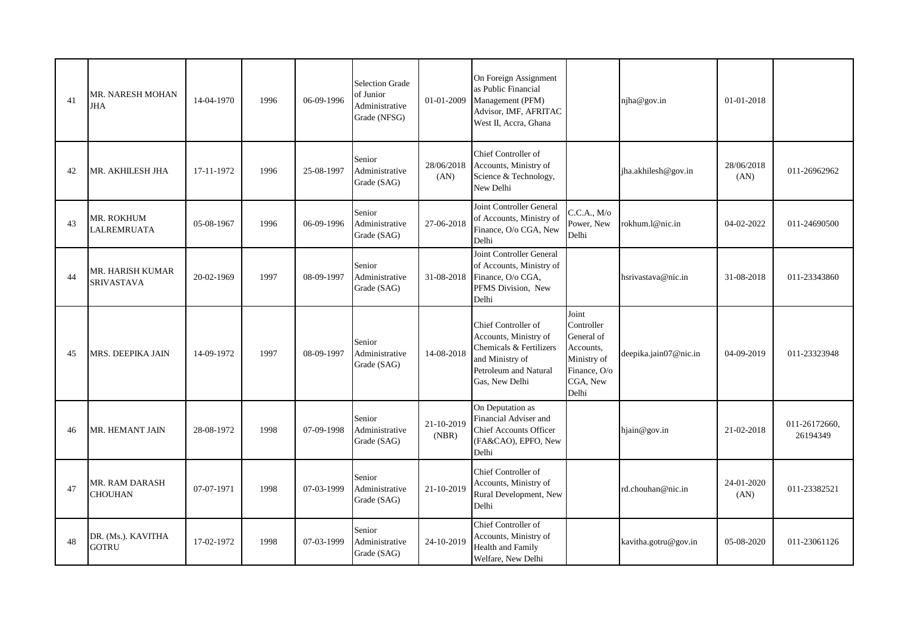| 41 | MR. NARESH MOHAN JHA | 14-04-1970 | 1996 | 06-09-1996 | Selection Grade of Junior Administrative Grade (NFSG) | 01-01-2009 | On Foreign Assignment as Public Financial Management (PFM) Advisor, IMF, AFRITAC West II, Accra, Ghana | | njha@gov.in | 01-01-2018 | |
|---|---|---|---|---|---|---|---|---|---|---|---|
| 42 | MR. AKHILESH JHA | 17-11-1972 | 1996 | 25-08-1997 | Senior Administrative Grade (SAG) | 28/06/2018 (AN) | Chief Controller of Accounts, Ministry of Science & Technology, New Delhi | | jha.akhilesh@gov.in | 28/06/2018 (AN) | 011-26962962 |
| 43 | MR. ROKHUM LALREMRUATA | 05-08-1967 | 1996 | 06-09-1996 | Senior Administrative Grade (SAG) | 27-06-2018 | Joint Controller General of Accounts, Ministry of Finance, O/o CGA, New Delhi | C.C.A., M/o Power, New Delhi | rokhum.l@nic.in | 04-02-2022 | 011-24690500 |
| 44 | MR. HARISH KUMAR SRIVASTAVA | 20-02-1969 | 1997 | 08-09-1997 | Senior Administrative Grade (SAG) | 31-08-2018 | Joint Controller General of Accounts, Ministry of Finance, O/o CGA, PFMS Division, New Delhi | | hsrivastava@nic.in | 31-08-2018 | 011-23343860 |
| 45 | MRS. DEEPIKA JAIN | 14-09-1972 | 1997 | 08-09-1997 | Senior Administrative Grade (SAG) | 14-08-2018 | Chief Controller of Accounts, Ministry of Chemicals & Fertilizers and Ministry of Petroleum and Natural Gas, New Delhi | Joint Controller General of Accounts, Ministry of Finance, O/o CGA, New Delhi | deepika.jain07@nic.in | 04-09-2019 | 011-23323948 |
| 46 | MR. HEMANT JAIN | 28-08-1972 | 1998 | 07-09-1998 | Senior Administrative Grade (SAG) | 21-10-2019 (NBR) | On Deputation as Financial Adviser and Chief Accounts Officer (FA&CAO), EPFO, New Delhi | | hjain@gov.in | 21-02-2018 | 011-26172660, 26194349 |
| 47 | MR. RAM DARASH CHOUHAN | 07-07-1971 | 1998 | 07-03-1999 | Senior Administrative Grade (SAG) | 21-10-2019 | Chief Controller of Accounts, Ministry of Rural Development, New Delhi | | rd.chouhan@nic.in | 24-01-2020 (AN) | 011-23382521 |
| 48 | DR. (Ms.). KAVITHA GOTRU | 17-02-1972 | 1998 | 07-03-1999 | Senior Administrative Grade (SAG) | 24-10-2019 | Chief Controller of Accounts, Ministry of Health and Family Welfare, New Delhi | | kavitha.gotru@gov.in | 05-08-2020 | 011-23061126 |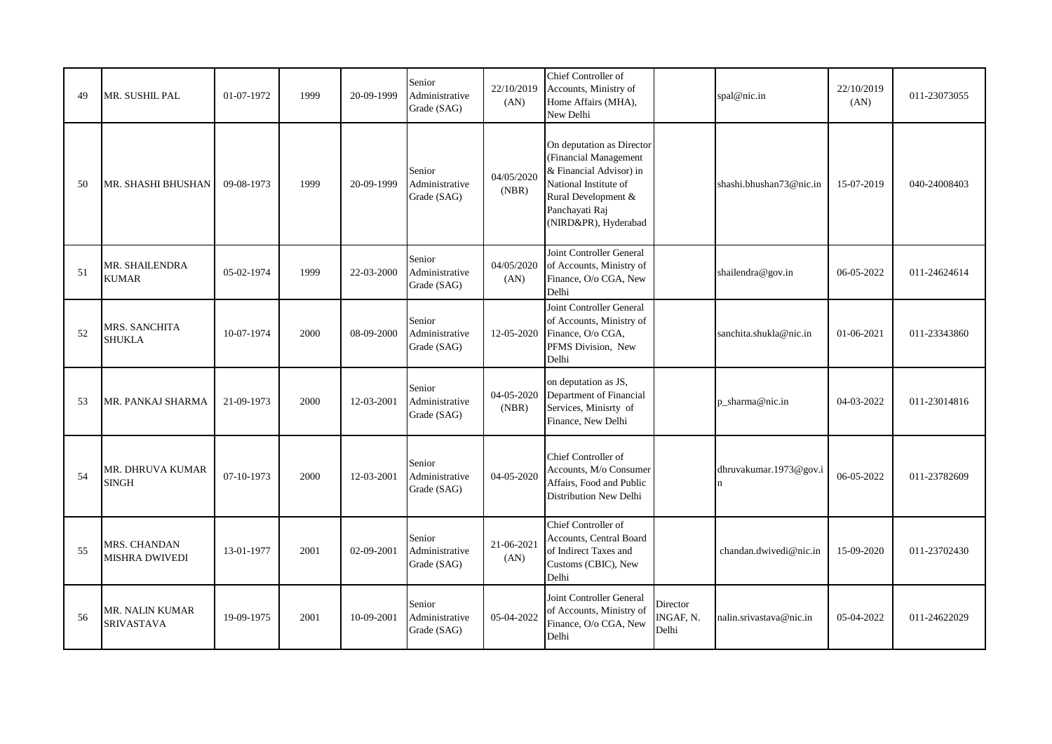| 49 | MR. SUSHIL PAL | 01-07-1972 | 1999 | 20-09-1999 | Senior Administrative Grade (SAG) | 22/10/2019 (AN) | Chief Controller of Accounts, Ministry of Home Affairs (MHA), New Delhi | | spal@nic.in | 22/10/2019 (AN) | 011-23073055 |
|---|---|---|---|---|---|---|---|---|---|---|---|
| 50 | MR. SHASHI BHUSHAN | 09-08-1973 | 1999 | 20-09-1999 | Senior Administrative Grade (SAG) | 04/05/2020 (NBR) | On deputation as Director (Financial Management & Financial Advisor) in National Institute of Rural Development & Panchayati Raj (NIRD&PR), Hyderabad | | shashi.bhushan73@nic.in | 15-07-2019 | 040-24008403 |
| 51 | MR. SHAILENDRA KUMAR | 05-02-1974 | 1999 | 22-03-2000 | Senior Administrative Grade (SAG) | 04/05/2020 (AN) | Joint Controller General of Accounts, Ministry of Finance, O/o CGA, New Delhi | | shailendra@gov.in | 06-05-2022 | 011-24624614 |
| 52 | MRS. SANCHITA SHUKLA | 10-07-1974 | 2000 | 08-09-2000 | Senior Administrative Grade (SAG) | 12-05-2020 | Joint Controller General of Accounts, Ministry of Finance, O/o CGA, PFMS Division, New Delhi | | sanchita.shukla@nic.in | 01-06-2021 | 011-23343860 |
| 53 | MR. PANKAJ SHARMA | 21-09-1973 | 2000 | 12-03-2001 | Senior Administrative Grade (SAG) | 04-05-2020 (NBR) | on deputation as JS, Department of Financial Services, Minisrty of Finance, New Delhi | | p_sharma@nic.in | 04-03-2022 | 011-23014816 |
| 54 | MR. DHRUVA KUMAR SINGH | 07-10-1973 | 2000 | 12-03-2001 | Senior Administrative Grade (SAG) | 04-05-2020 | Chief Controller of Accounts, M/o Consumer Affairs, Food and Public Distribution New Delhi | | dhruvakumar.1973@gov.in | 06-05-2022 | 011-23782609 |
| 55 | MRS. CHANDAN MISHRA DWIVEDI | 13-01-1977 | 2001 | 02-09-2001 | Senior Administrative Grade (SAG) | 21-06-2021 (AN) | Chief Controller of Accounts, Central Board of Indirect Taxes and Customs (CBIC), New Delhi | | chandan.dwivedi@nic.in | 15-09-2020 | 011-23702430 |
| 56 | MR. NALIN KUMAR SRIVASTAVA | 19-09-1975 | 2001 | 10-09-2001 | Senior Administrative Grade (SAG) | 05-04-2022 | Joint Controller General of Accounts, Ministry of Finance, O/o CGA, New Delhi | Director INGAF, N. Delhi | nalin.srivastava@nic.in | 05-04-2022 | 011-24622029 |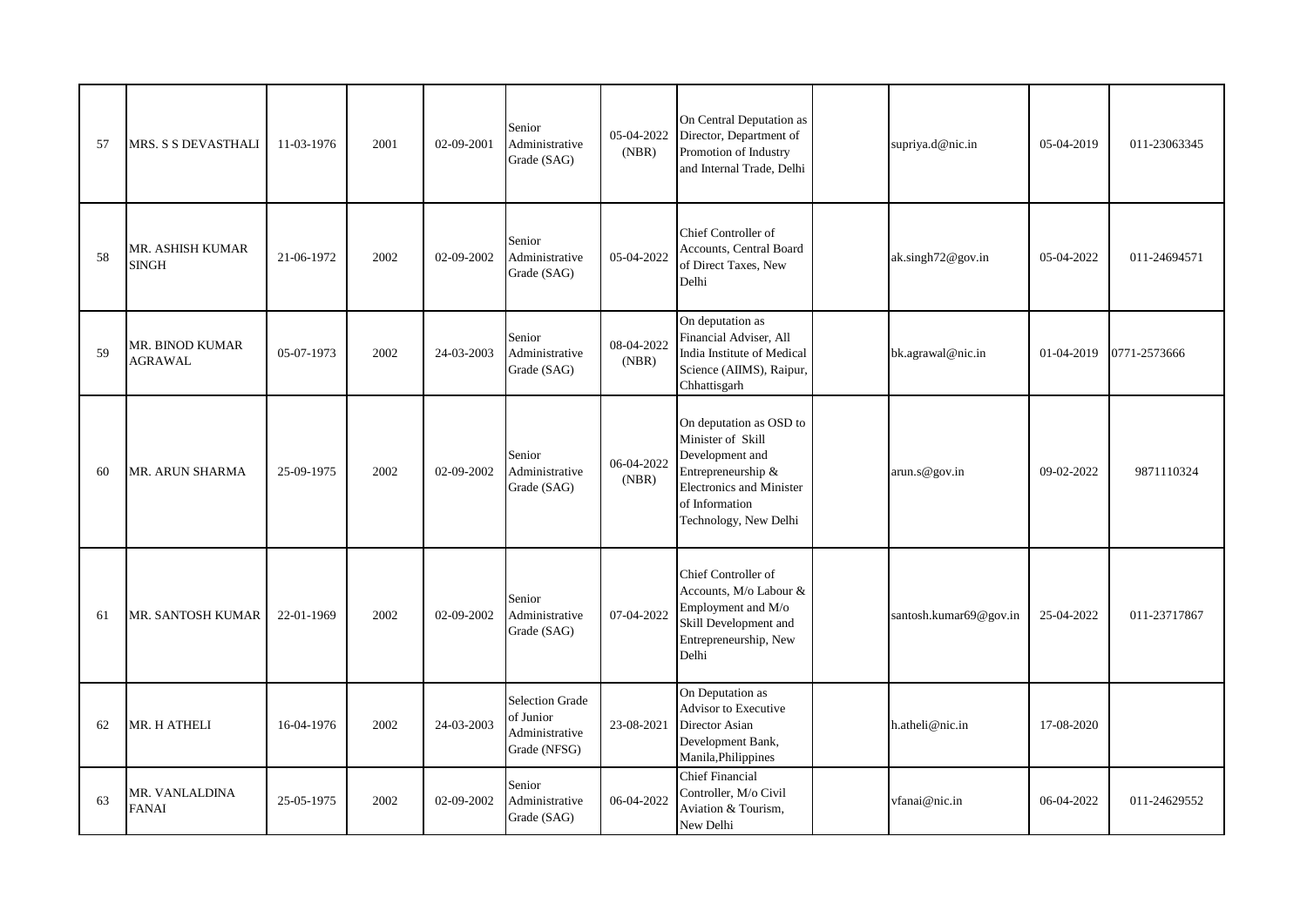| | | | | | | | | | | | |
|---|---|---|---|---|---|---|---|---|---|---|---|
| 57 | MRS. S S DEVASTHALI | 11-03-1976 | 2001 | 02-09-2001 | Senior Administrative Grade (SAG) | 05-04-2022 (NBR) | On Central Deputation as Director, Department of Promotion of Industry and Internal Trade, Delhi | | supriya.d@nic.in | 05-04-2019 | 011-23063345 |
| 58 | MR. ASHISH KUMAR SINGH | 21-06-1972 | 2002 | 02-09-2002 | Senior Administrative Grade (SAG) | 05-04-2022 | Chief Controller of Accounts, Central Board of Direct Taxes, New Delhi | | ak.singh72@gov.in | 05-04-2022 | 011-24694571 |
| 59 | MR. BINOD KUMAR AGRAWAL | 05-07-1973 | 2002 | 24-03-2003 | Senior Administrative Grade (SAG) | 08-04-2022 (NBR) | On deputation as Financial Adviser, All India Institute of Medical Science (AIIMS), Raipur, Chhattisgarh | | bk.agrawal@nic.in | 01-04-2019 | 0771-2573666 |
| 60 | MR. ARUN SHARMA | 25-09-1975 | 2002 | 02-09-2002 | Senior Administrative Grade (SAG) | 06-04-2022 (NBR) | On deputation as OSD to Minister of Skill Development and Entrepreneurship & Electronics and Minister of Information Technology, New Delhi | | arun.s@gov.in | 09-02-2022 | 9871110324 |
| 61 | MR. SANTOSH KUMAR | 22-01-1969 | 2002 | 02-09-2002 | Senior Administrative Grade (SAG) | 07-04-2022 | Chief Controller of Accounts, M/o Labour & Employment and M/o Skill Development and Entrepreneurship, New Delhi | | santosh.kumar69@gov.in | 25-04-2022 | 011-23717867 |
| 62 | MR. H ATHELI | 16-04-1976 | 2002 | 24-03-2003 | Selection Grade of Junior Administrative Grade (NFSG) | 23-08-2021 | On Deputation as Advisor to Executive Director Asian Development Bank, Manila,Philippines | | h.atheli@nic.in | 17-08-2020 | |
| 63 | MR. VANLALDINA FANAI | 25-05-1975 | 2002 | 02-09-2002 | Senior Administrative Grade (SAG) | 06-04-2022 | Chief Financial Controller, M/o Civil Aviation & Tourism, New Delhi | | vfanai@nic.in | 06-04-2022 | 011-24629552 |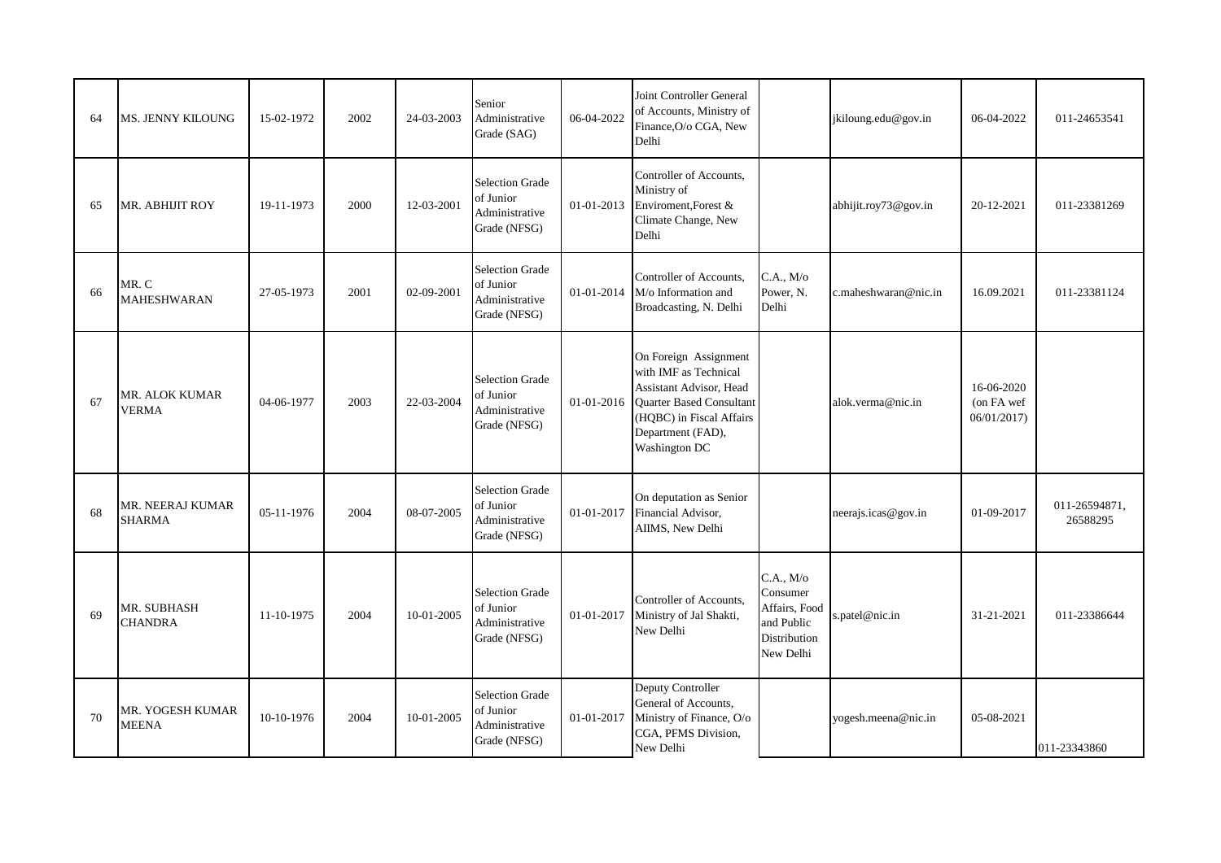| 64 | MS. JENNY KILOUNG | 15-02-1972 | 2002 | 24-03-2003 | Senior Administrative Grade (SAG) | 06-04-2022 | Joint Controller General of Accounts, Ministry of Finance,O/o CGA, New Delhi | | jkiloung.edu@gov.in | 06-04-2022 | 011-24653541 |
|---|---|---|---|---|---|---|---|---|---|---|---|
| 65 | MR. ABHIJIT ROY | 19-11-1973 | 2000 | 12-03-2001 | Selection Grade of Junior Administrative Grade (NFSG) | 01-01-2013 | Controller of Accounts, Ministry of Enviroment,Forest & Climate Change, New Delhi | | abhijit.roy73@gov.in | 20-12-2021 | 011-23381269 |
| 66 | MR. C MAHESHWARAN | 27-05-1973 | 2001 | 02-09-2001 | Selection Grade of Junior Administrative Grade (NFSG) | 01-01-2014 | Controller of Accounts, M/o Information and Broadcasting, N. Delhi | C.A., M/o Power, N. Delhi | c.maheshwaran@nic.in | 16.09.2021 | 011-23381124 |
| 67 | MR. ALOK KUMAR VERMA | 04-06-1977 | 2003 | 22-03-2004 | Selection Grade of Junior Administrative Grade (NFSG) | 01-01-2016 | On Foreign Assignment with IMF as Technical Assistant Advisor, Head Quarter Based Consultant (HQBC) in Fiscal Affairs Department (FAD), Washington DC | | alok.verma@nic.in | 16-06-2020 (on FA wef 06/01/2017) | |
| 68 | MR. NEERAJ KUMAR SHARMA | 05-11-1976 | 2004 | 08-07-2005 | Selection Grade of Junior Administrative Grade (NFSG) | 01-01-2017 | On deputation as Senior Financial Advisor, AIIMS, New Delhi | | neerajs.icas@gov.in | 01-09-2017 | 011-26594871, 26588295 |
| 69 | MR. SUBHASH CHANDRA | 11-10-1975 | 2004 | 10-01-2005 | Selection Grade of Junior Administrative Grade (NFSG) | 01-01-2017 | Controller of Accounts, Ministry of Jal Shakti, New Delhi | C.A., M/o Consumer Affairs, Food and Public Distribution New Delhi | s.patel@nic.in | 31-21-2021 | 011-23386644 |
| 70 | MR. YOGESH KUMAR MEENA | 10-10-1976 | 2004 | 10-01-2005 | Selection Grade of Junior Administrative Grade (NFSG) | 01-01-2017 | Deputy Controller General of Accounts, Ministry of Finance, O/o CGA, PFMS Division, New Delhi | | yogesh.meena@nic.in | 05-08-2021 | 011-23343860 |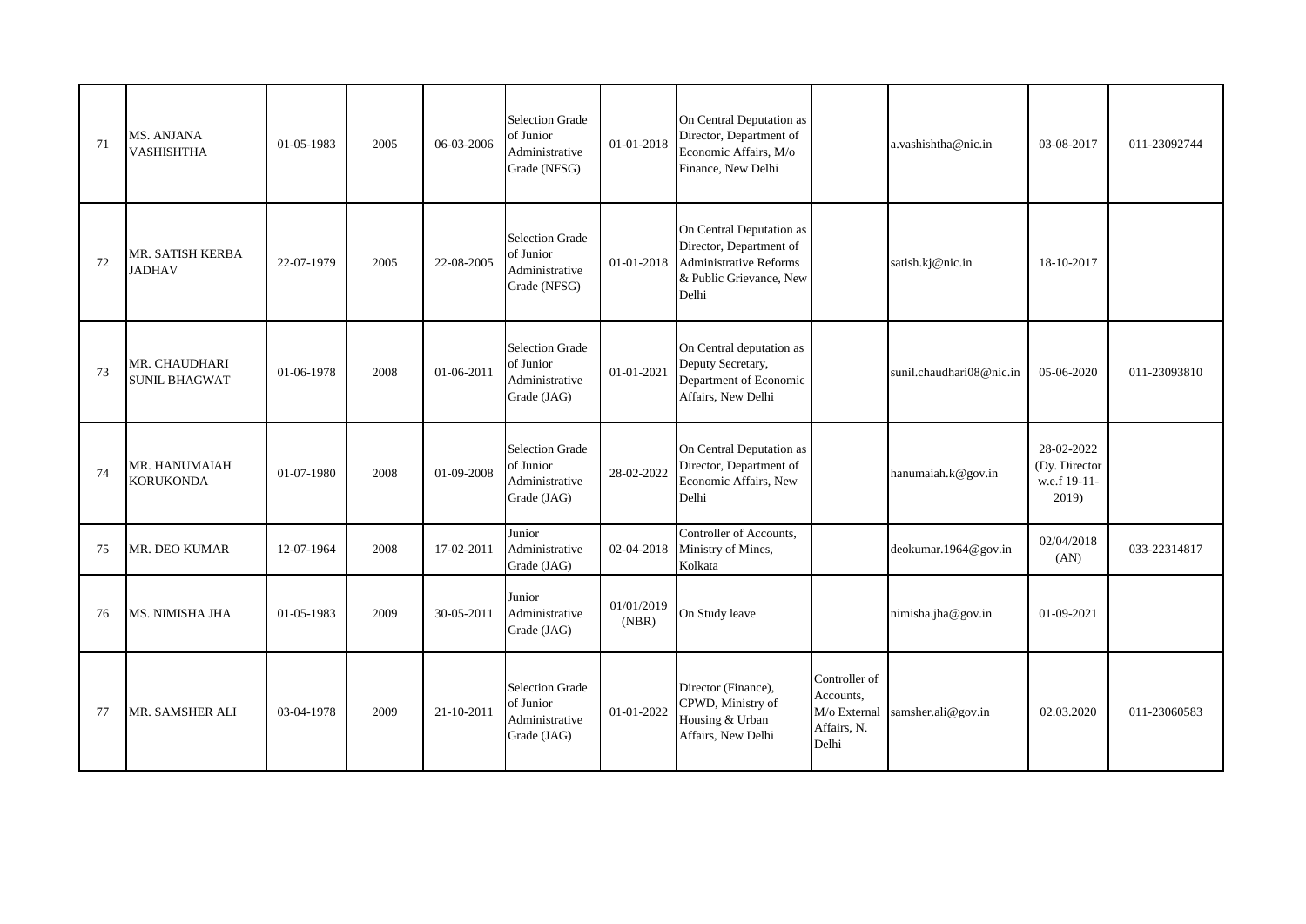| 71 | MS. ANJANA VASHISHTHA | 01-05-1983 | 2005 | 06-03-2006 | Selection Grade of Junior Administrative Grade (NFSG) | 01-01-2018 | On Central Deputation as Director, Department of Economic Affairs, M/o Finance, New Delhi | | a.vashishtha@nic.in | 03-08-2017 | 011-23092744 |
|---|---|---|---|---|---|---|---|---|---|---|---|
| 72 | MR. SATISH KERBA JADHAV | 22-07-1979 | 2005 | 22-08-2005 | Selection Grade of Junior Administrative Grade (NFSG) | 01-01-2018 | On Central Deputation as Director, Department of Administrative Reforms & Public Grievance, New Delhi | | satish.kj@nic.in | 18-10-2017 | |
| 73 | MR. CHAUDHARI SUNIL BHAGWAT | 01-06-1978 | 2008 | 01-06-2011 | Selection Grade of Junior Administrative Grade (JAG) | 01-01-2021 | On Central deputation as Deputy Secretary, Department of Economic Affairs, New Delhi | | sunil.chaudhari08@nic.in | 05-06-2020 | 011-23093810 |
| 74 | MR. HANUMAIAH KORUKONDA | 01-07-1980 | 2008 | 01-09-2008 | Selection Grade of Junior Administrative Grade (JAG) | 28-02-2022 | On Central Deputation as Director, Department of Economic Affairs, New Delhi | | hanumaiah.k@gov.in | 28-02-2022 (Dy. Director w.e.f 19-11-2019) | |
| 75 | MR. DEO KUMAR | 12-07-1964 | 2008 | 17-02-2011 | Junior Administrative Grade (JAG) | 02-04-2018 | Controller of Accounts, Ministry of Mines, Kolkata | | deokumar.1964@gov.in | 02/04/2018 (AN) | 033-22314817 |
| 76 | MS. NIMISHA JHA | 01-05-1983 | 2009 | 30-05-2011 | Junior Administrative Grade (JAG) | 01/01/2019 (NBR) | On Study leave | | nimisha.jha@gov.in | 01-09-2021 | |
| 77 | MR. SAMSHER ALI | 03-04-1978 | 2009 | 21-10-2011 | Selection Grade of Junior Administrative Grade (JAG) | 01-01-2022 | Director (Finance), CPWD, Ministry of Housing & Urban Affairs, New Delhi | Controller of Accounts, M/o External Affairs, N. Delhi | samsher.ali@gov.in | 02.03.2020 | 011-23060583 |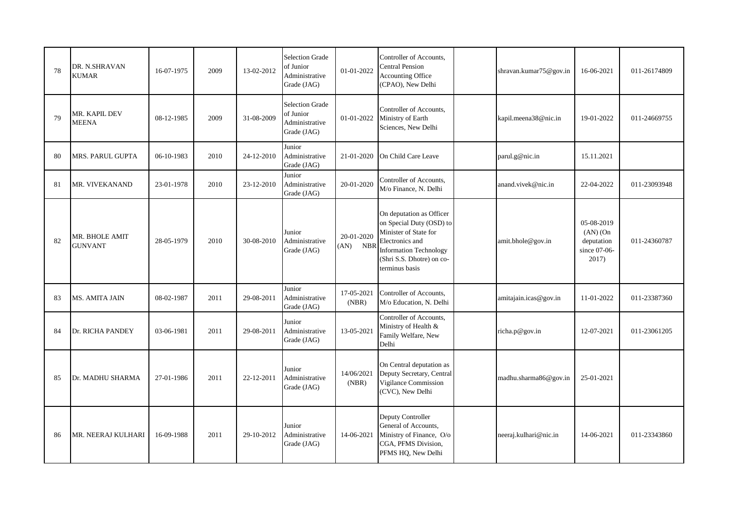| | | | | | | | | | | | |
|---|---|---|---|---|---|---|---|---|---|---|---|
| 78 | DR. N.SHRAVAN KUMAR | 16-07-1975 | 2009 | 13-02-2012 | Selection Grade of Junior Administrative Grade (JAG) | 01-01-2022 | Controller of Accounts, Central Pension Accounting Office (CPAO), New Delhi | | shravan.kumar75@gov.in | 16-06-2021 | 011-26174809 |
| 79 | MR. KAPIL DEV MEENA | 08-12-1985 | 2009 | 31-08-2009 | Selection Grade of Junior Administrative Grade (JAG) | 01-01-2022 | Controller of Accounts, Ministry of Earth Sciences, New Delhi | | kapil.meena38@nic.in | 19-01-2022 | 011-24669755 |
| 80 | MRS. PARUL GUPTA | 06-10-1983 | 2010 | 24-12-2010 | Junior Administrative Grade (JAG) | 21-01-2020 | On Child Care Leave | | parul.g@nic.in | 15.11.2021 | |
| 81 | MR. VIVEKANAND | 23-01-1978 | 2010 | 23-12-2010 | Junior Administrative Grade (JAG) | 20-01-2020 | Controller of Accounts, M/o Finance, N. Delhi | | anand.vivek@nic.in | 22-04-2022 | 011-23093948 |
| 82 | MR. BHOLE AMIT GUNVANT | 28-05-1979 | 2010 | 30-08-2010 | Junior Administrative Grade (JAG) | 20-01-2020 (AN) NBR | On deputation as Officer on Special Duty (OSD) to Minister of State for Electronics and Information Technology (Shri S.S. Dhotre) on co-terminus basis | | amit.bhole@gov.in | 05-08-2019 (AN) (On deputation since 07-06-2017) | 011-24360787 |
| 83 | MS. AMITA JAIN | 08-02-1987 | 2011 | 29-08-2011 | Junior Administrative Grade (JAG) | 17-05-2021 (NBR) | Controller of Accounts, M/o Education, N. Delhi | | amitajain.icas@gov.in | 11-01-2022 | 011-23387360 |
| 84 | Dr. RICHA PANDEY | 03-06-1981 | 2011 | 29-08-2011 | Junior Administrative Grade (JAG) | 13-05-2021 | Controller of Accounts, Ministry of Health & Family Welfare, New Delhi | | richa.p@gov.in | 12-07-2021 | 011-23061205 |
| 85 | Dr. MADHU SHARMA | 27-01-1986 | 2011 | 22-12-2011 | Junior Administrative Grade (JAG) | 14/06/2021 (NBR) | On Central deputation as Deputy Secretary, Central Vigilance Commission (CVC), New Delhi | | madhu.sharma86@gov.in | 25-01-2021 | |
| 86 | MR. NEERAJ KULHARI | 16-09-1988 | 2011 | 29-10-2012 | Junior Administrative Grade (JAG) | 14-06-2021 | Deputy Controller General of Accounts, Ministry of Finance, O/o CGA, PFMS Division, PFMS HQ, New Delhi | | neeraj.kulhari@nic.in | 14-06-2021 | 011-23343860 |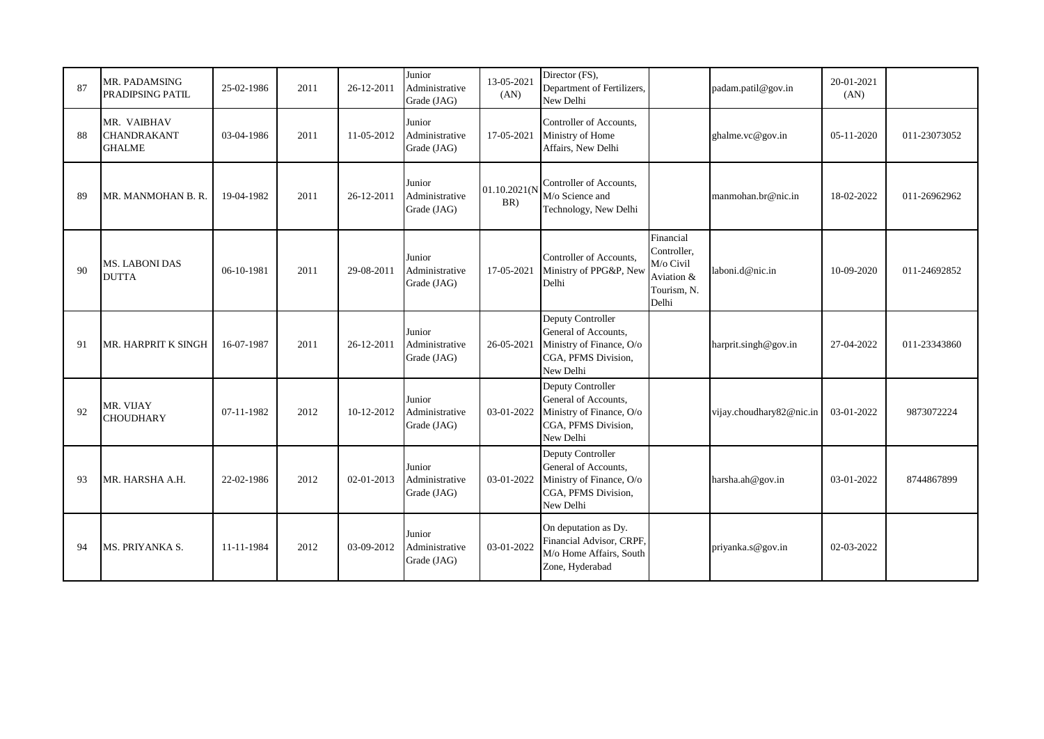| | | | | | | | | | | | |
|---|---|---|---|---|---|---|---|---|---|---|---|
| 87 | MR. PADAMSING PRADIPSING PATIL | 25-02-1986 | 2011 | 26-12-2011 | Junior Administrative Grade (JAG) | 13-05-2021 (AN) | Director (FS), Department of Fertilizers, New Delhi | | padam.patil@gov.in | 20-01-2021 (AN) | |
| 88 | MR. VAIBHAV CHANDRAKANT GHALME | 03-04-1986 | 2011 | 11-05-2012 | Junior Administrative Grade (JAG) | 17-05-2021 | Controller of Accounts, Ministry of Home Affairs, New Delhi | | ghalme.vc@gov.in | 05-11-2020 | 011-23073052 |
| 89 | MR. MANMOHAN B. R. | 19-04-1982 | 2011 | 26-12-2011 | Junior Administrative Grade (JAG) | 01.10.2021(NBR) | Controller of Accounts, M/o Science and Technology, New Delhi | | manmohan.br@nic.in | 18-02-2022 | 011-26962962 |
| 90 | MS. LABONI DAS DUTTA | 06-10-1981 | 2011 | 29-08-2011 | Junior Administrative Grade (JAG) | 17-05-2021 | Controller of Accounts, Ministry of PPG&P, New Delhi | Financial Controller, M/o Civil Aviation & Tourism, N. Delhi | laboni.d@nic.in | 10-09-2020 | 011-24692852 |
| 91 | MR. HARPRIT K SINGH | 16-07-1987 | 2011 | 26-12-2011 | Junior Administrative Grade (JAG) | 26-05-2021 | Deputy Controller General of Accounts, Ministry of Finance, O/o CGA, PFMS Division, New Delhi | | harprit.singh@gov.in | 27-04-2022 | 011-23343860 |
| 92 | MR. VIJAY CHOUDHARY | 07-11-1982 | 2012 | 10-12-2012 | Junior Administrative Grade (JAG) | 03-01-2022 | Deputy Controller General of Accounts, Ministry of Finance, O/o CGA, PFMS Division, New Delhi | | vijay.choudhary82@nic.in | 03-01-2022 | 9873072224 |
| 93 | MR. HARSHA A.H. | 22-02-1986 | 2012 | 02-01-2013 | Junior Administrative Grade (JAG) | 03-01-2022 | Deputy Controller General of Accounts, Ministry of Finance, O/o CGA, PFMS Division, New Delhi | | harsha.ah@gov.in | 03-01-2022 | 8744867899 |
| 94 | MS. PRIYANKA S. | 11-11-1984 | 2012 | 03-09-2012 | Junior Administrative Grade (JAG) | 03-01-2022 | On deputation as Dy. Financial Advisor, CRPF, M/o Home Affairs, South Zone, Hyderabad | | priyanka.s@gov.in | 02-03-2022 | |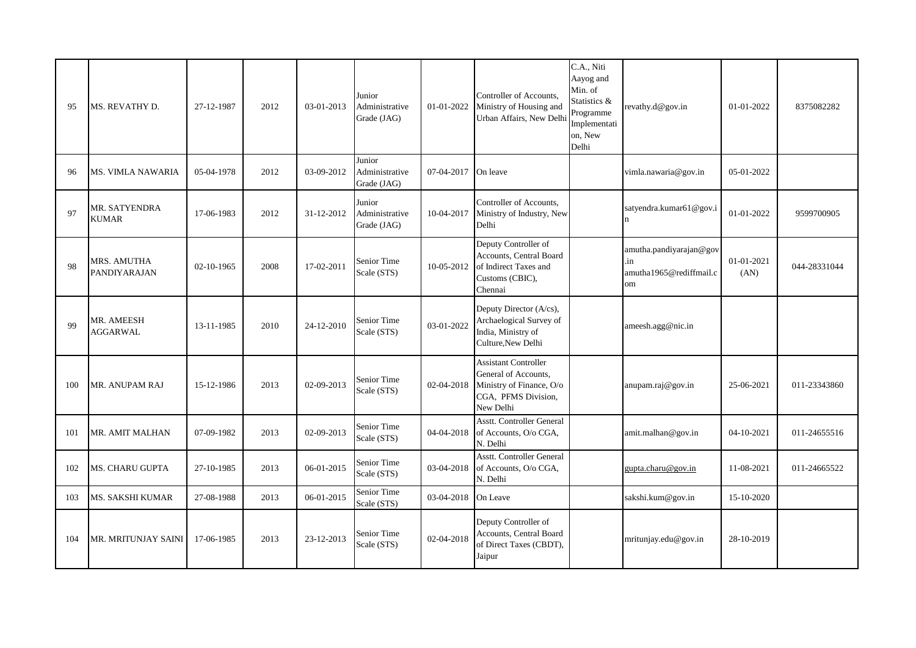| 95 | MS. REVATHY D. | 27-12-1987 | 2012 | 03-01-2013 | Junior Administrative Grade (JAG) | 01-01-2022 | Controller of Accounts, Ministry of Housing and Urban Affairs, New Delhi | C.A., Niti Aayog and Min. of Statistics & Programme Implementation, New Delhi | revathy.d@gov.in | 01-01-2022 | 8375082282 |
|---|---|---|---|---|---|---|---|---|---|---|---|
| 96 | MS. VIMLA NAWARIA | 05-04-1978 | 2012 | 03-09-2012 | Junior Administrative Grade (JAG) | 07-04-2017 | On leave | | vimla.nawaria@gov.in | 05-01-2022 | |
| 97 | MR. SATYENDRA KUMAR | 17-06-1983 | 2012 | 31-12-2012 | Junior Administrative Grade (JAG) | 10-04-2017 | Controller of Accounts, Ministry of Industry, New Delhi | | satyendra.kumar61@gov.in | 01-01-2022 | 9599700905 |
| 98 | MRS. AMUTHA PANDIYARAJAN | 02-10-1965 | 2008 | 17-02-2011 | Senior Time Scale (STS) | 10-05-2012 | Deputy Controller of Accounts, Central Board of Indirect Taxes and Customs (CBIC), Chennai | | amutha.pandiyarajan@gov.in amutha1965@rediffmail.com | 01-01-2021 (AN) | 044-28331044 |
| 99 | MR. AMEESH AGGARWAL | 13-11-1985 | 2010 | 24-12-2010 | Senior Time Scale (STS) | 03-01-2022 | Deputy Director (A/cs), Archaelogical Survey of India, Ministry of Culture,New Delhi | | ameesh.agg@nic.in | | |
| 100 | MR. ANUPAM RAJ | 15-12-1986 | 2013 | 02-09-2013 | Senior Time Scale (STS) | 02-04-2018 | Assistant Controller General of Accounts, Ministry of Finance, O/o CGA, PFMS Division, New Delhi | | anupam.raj@gov.in | 25-06-2021 | 011-23343860 |
| 101 | MR. AMIT MALHAN | 07-09-1982 | 2013 | 02-09-2013 | Senior Time Scale (STS) | 04-04-2018 | Asstt. Controller General of Accounts, O/o CGA, N. Delhi | | amit.malhan@gov.in | 04-10-2021 | 011-24655516 |
| 102 | MS. CHARU GUPTA | 27-10-1985 | 2013 | 06-01-2015 | Senior Time Scale (STS) | 03-04-2018 | Asstt. Controller General of Accounts, O/o CGA, N. Delhi | | gupta.charu@gov.in | 11-08-2021 | 011-24665522 |
| 103 | MS. SAKSHI KUMAR | 27-08-1988 | 2013 | 06-01-2015 | Senior Time Scale (STS) | 03-04-2018 | On Leave | | sakshi.kum@gov.in | 15-10-2020 | |
| 104 | MR. MRITUNJAY SAINI | 17-06-1985 | 2013 | 23-12-2013 | Senior Time Scale (STS) | 02-04-2018 | Deputy Controller of Accounts, Central Board of Direct Taxes (CBDT), Jaipur | | mritunjay.edu@gov.in | 28-10-2019 | |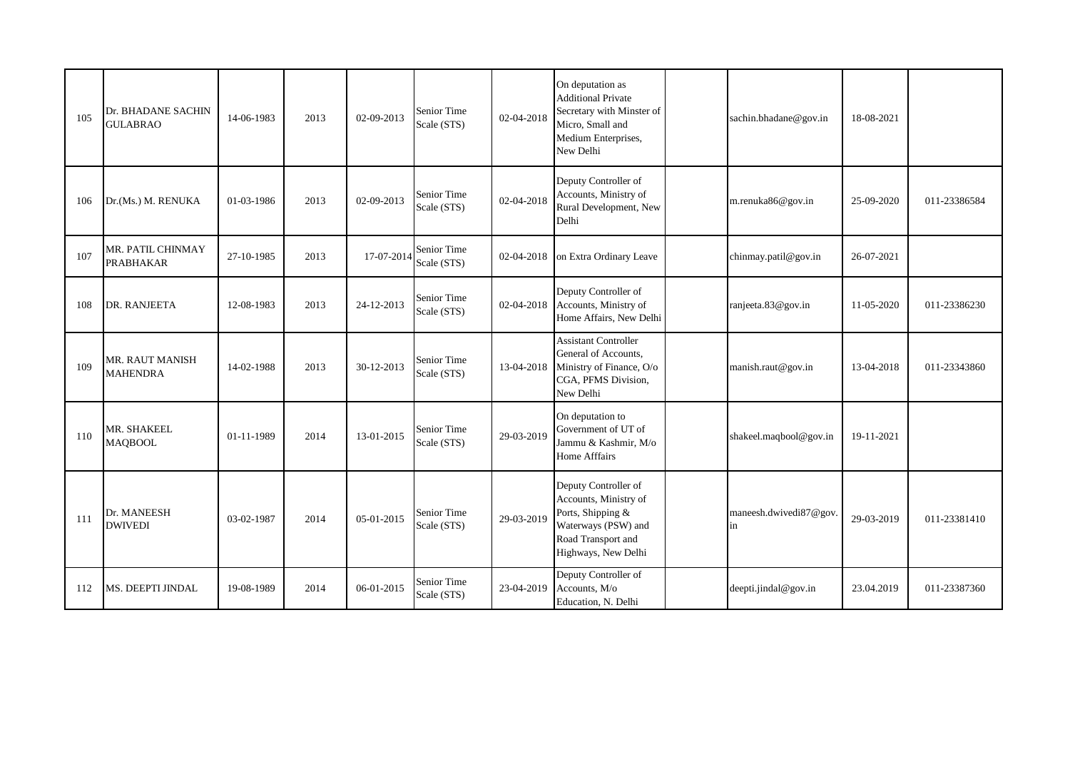| 105 | Dr. BHADANE SACHIN GULABRAO | 14-06-1983 | 2013 | 02-09-2013 | Senior Time Scale (STS) | 02-04-2018 | On deputation as Additional Private Secretary with Minster of Micro, Small and Medium Enterprises, New Delhi | | sachin.bhadane@gov.in | 18-08-2021 | |
|---|---|---|---|---|---|---|---|---|---|---|---|
| 106 | Dr.(Ms.) M. RENUKA | 01-03-1986 | 2013 | 02-09-2013 | Senior Time Scale (STS) | 02-04-2018 | Deputy Controller of Accounts, Ministry of Rural Development, New Delhi | | m.renuka86@gov.in | 25-09-2020 | 011-23386584 |
| 107 | MR. PATIL CHINMAY PRABHAKAR | 27-10-1985 | 2013 | 17-07-2014 | Senior Time Scale (STS) | 02-04-2018 | on Extra Ordinary Leave | | chinmay.patil@gov.in | 26-07-2021 | |
| 108 | DR. RANJEETA | 12-08-1983 | 2013 | 24-12-2013 | Senior Time Scale (STS) | 02-04-2018 | Deputy Controller of Accounts, Ministry of Home Affairs, New Delhi | | ranjeeta.83@gov.in | 11-05-2020 | 011-23386230 |
| 109 | MR. RAUT MANISH MAHENDRA | 14-02-1988 | 2013 | 30-12-2013 | Senior Time Scale (STS) | 13-04-2018 | Assistant Controller General of Accounts, Ministry of Finance, O/o CGA, PFMS Division, New Delhi | | manish.raut@gov.in | 13-04-2018 | 011-23343860 |
| 110 | MR. SHAKEEL MAQBOOL | 01-11-1989 | 2014 | 13-01-2015 | Senior Time Scale (STS) | 29-03-2019 | On deputation to Government of UT of Jammu & Kashmir, M/o Home Afffairs | | shakeel.maqbool@gov.in | 19-11-2021 | |
| 111 | Dr. MANEESH DWIVEDI | 03-02-1987 | 2014 | 05-01-2015 | Senior Time Scale (STS) | 29-03-2019 | Deputy Controller of Accounts, Ministry of Ports, Shipping & Waterways (PSW) and Road Transport and Highways, New Delhi | | maneesh.dwivedi87@gov.in | 29-03-2019 | 011-23381410 |
| 112 | MS. DEEPTI JINDAL | 19-08-1989 | 2014 | 06-01-2015 | Senior Time Scale (STS) | 23-04-2019 | Deputy Controller of Accounts, M/o Education, N. Delhi | | deepti.jindal@gov.in | 23.04.2019 | 011-23387360 |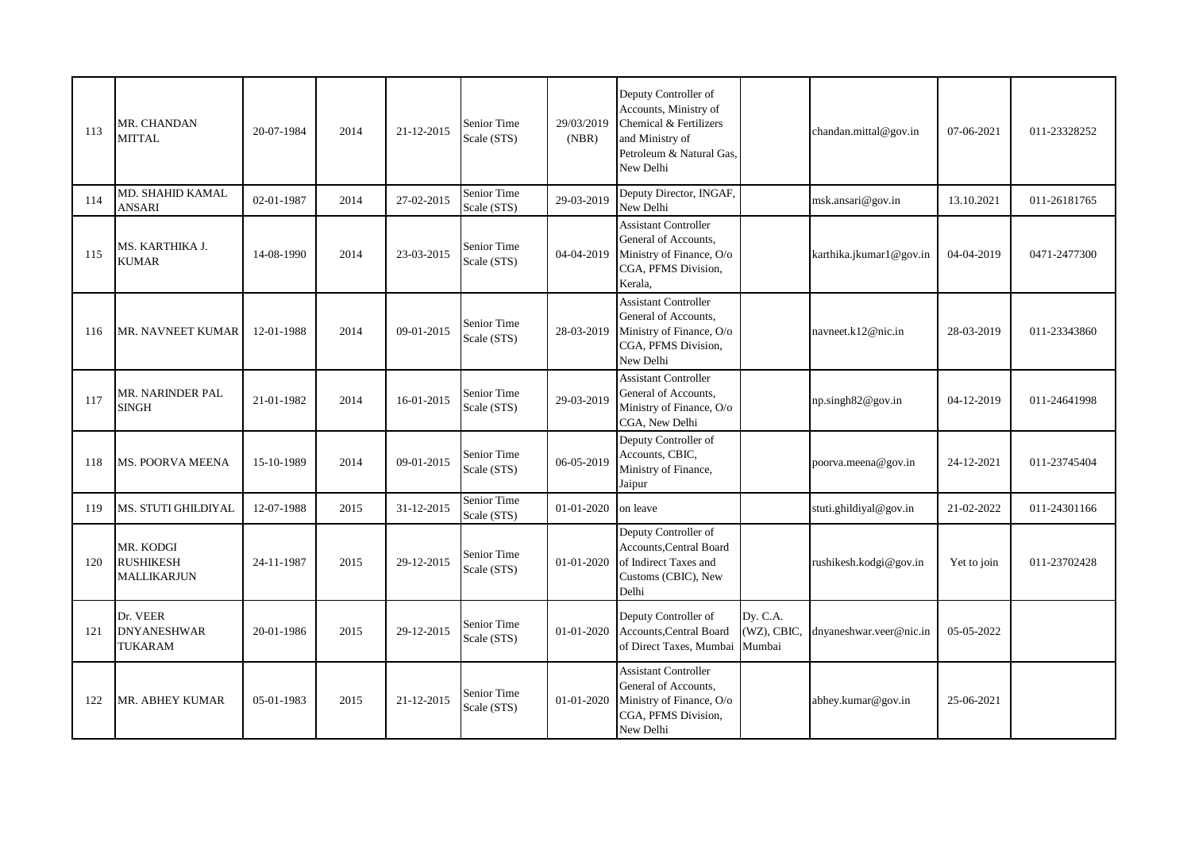| 113 | MR. CHANDAN MITTAL | 20-07-1984 | 2014 | 21-12-2015 | Senior Time Scale (STS) | 29/03/2019 (NBR) | Deputy Controller of Accounts, Ministry of Chemical & Fertilizers and Ministry of Petroleum & Natural Gas, New Delhi | | chandan.mittal@gov.in | 07-06-2021 | 011-23328252 |
|---|---|---|---|---|---|---|---|---|---|---|---|
| 114 | MD. SHAHID KAMAL ANSARI | 02-01-1987 | 2014 | 27-02-2015 | Senior Time Scale (STS) | 29-03-2019 | Deputy Director, INGAF, New Delhi | | msk.ansari@gov.in | 13.10.2021 | 011-26181765 |
| 115 | MS. KARTHIKA J. KUMAR | 14-08-1990 | 2014 | 23-03-2015 | Senior Time Scale (STS) | 04-04-2019 | Assistant Controller General of Accounts, Ministry of Finance, O/o CGA, PFMS Division, Kerala, | | karthika.jkumar1@gov.in | 04-04-2019 | 0471-2477300 |
| 116 | MR. NAVNEET KUMAR | 12-01-1988 | 2014 | 09-01-2015 | Senior Time Scale (STS) | 28-03-2019 | Assistant Controller General of Accounts, Ministry of Finance, O/o CGA, PFMS Division, New Delhi | | navneet.k12@nic.in | 28-03-2019 | 011-23343860 |
| 117 | MR. NARINDER PAL SINGH | 21-01-1982 | 2014 | 16-01-2015 | Senior Time Scale (STS) | 29-03-2019 | Assistant Controller General of Accounts, Ministry of Finance, O/o CGA, New Delhi | | np.singh82@gov.in | 04-12-2019 | 011-24641998 |
| 118 | MS. POORVA MEENA | 15-10-1989 | 2014 | 09-01-2015 | Senior Time Scale (STS) | 06-05-2019 | Deputy Controller of Accounts, CBIC, Ministry of Finance, Jaipur | | poorva.meena@gov.in | 24-12-2021 | 011-23745404 |
| 119 | MS. STUTI GHILDIYAL | 12-07-1988 | 2015 | 31-12-2015 | Senior Time Scale (STS) | 01-01-2020 | on leave | | stuti.ghildiyal@gov.in | 21-02-2022 | 011-24301166 |
| 120 | MR. KODGI RUSHIKESH MALLIKARJUN | 24-11-1987 | 2015 | 29-12-2015 | Senior Time Scale (STS) | 01-01-2020 | Deputy Controller of Accounts,Central Board of Indirect Taxes and Customs (CBIC), New Delhi | | rushikesh.kodgi@gov.in | Yet to join | 011-23702428 |
| 121 | Dr. VEER DNYANESHWAR TUKARAM | 20-01-1986 | 2015 | 29-12-2015 | Senior Time Scale (STS) | 01-01-2020 | Deputy Controller of Accounts,Central Board of Direct Taxes, Mumbai | Dy. C.A. (WZ), CBIC, Mumbai | dnyaneshwar.veer@nic.in | 05-05-2022 | |
| 122 | MR. ABHEY KUMAR | 05-01-1983 | 2015 | 21-12-2015 | Senior Time Scale (STS) | 01-01-2020 | Assistant Controller General of Accounts, Ministry of Finance, O/o CGA, PFMS Division, New Delhi | | abhey.kumar@gov.in | 25-06-2021 | |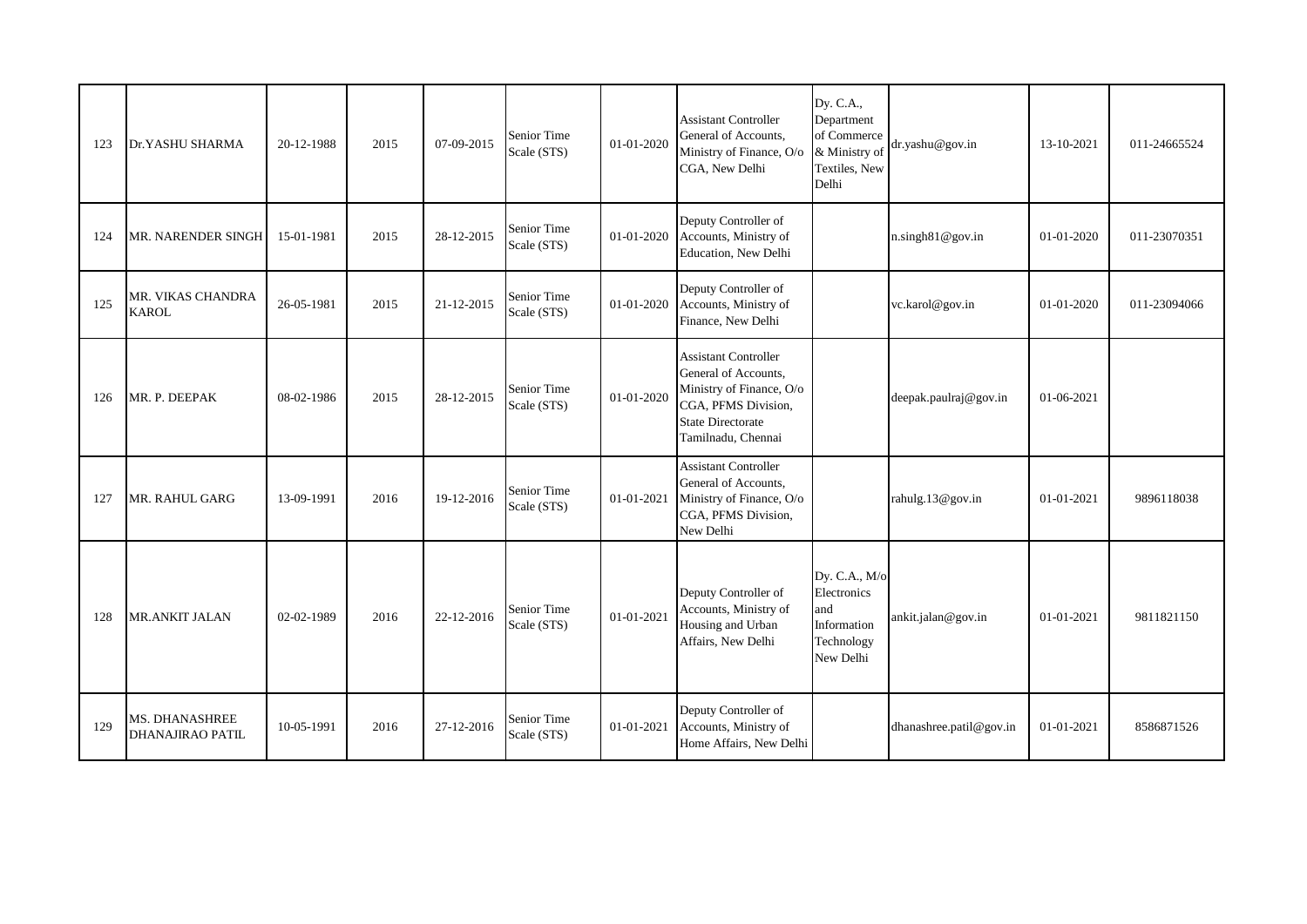| | | | | | | | | | | | |
|---|---|---|---|---|---|---|---|---|---|---|---|
| 123 | Dr.YASHU SHARMA | 20-12-1988 | 2015 | 07-09-2015 | Senior Time Scale (STS) | 01-01-2020 | Assistant Controller General of Accounts, Ministry of Finance, O/o CGA, New Delhi | Dy. C.A., Department of Commerce & Ministry of Textiles, New Delhi | dr.yashu@gov.in | 13-10-2021 | 011-24665524 |
| 124 | MR. NARENDER SINGH | 15-01-1981 | 2015 | 28-12-2015 | Senior Time Scale (STS) | 01-01-2020 | Deputy Controller of Accounts, Ministry of Education, New Delhi | | n.singh81@gov.in | 01-01-2020 | 011-23070351 |
| 125 | MR. VIKAS CHANDRA KAROL | 26-05-1981 | 2015 | 21-12-2015 | Senior Time Scale (STS) | 01-01-2020 | Deputy Controller of Accounts, Ministry of Finance, New Delhi | | vc.karol@gov.in | 01-01-2020 | 011-23094066 |
| 126 | MR. P. DEEPAK | 08-02-1986 | 2015 | 28-12-2015 | Senior Time Scale (STS) | 01-01-2020 | Assistant Controller General of Accounts, Ministry of Finance, O/o CGA, PFMS Division, State Directorate Tamilnadu, Chennai | | deepak.paulraj@gov.in | 01-06-2021 | |
| 127 | MR. RAHUL GARG | 13-09-1991 | 2016 | 19-12-2016 | Senior Time Scale (STS) | 01-01-2021 | Assistant Controller General of Accounts, Ministry of Finance, O/o CGA, PFMS Division, New Delhi | | rahulg.13@gov.in | 01-01-2021 | 9896118038 |
| 128 | MR.ANKIT JALAN | 02-02-1989 | 2016 | 22-12-2016 | Senior Time Scale (STS) | 01-01-2021 | Deputy Controller of Accounts, Ministry of Housing and Urban Affairs, New Delhi | Dy. C.A., M/o Electronics and Information Technology New Delhi | ankit.jalan@gov.in | 01-01-2021 | 9811821150 |
| 129 | MS. DHANASHREE DHANAJIRAO PATIL | 10-05-1991 | 2016 | 27-12-2016 | Senior Time Scale (STS) | 01-01-2021 | Deputy Controller of Accounts, Ministry of Home Affairs, New Delhi | | dhanashree.patil@gov.in | 01-01-2021 | 8586871526 |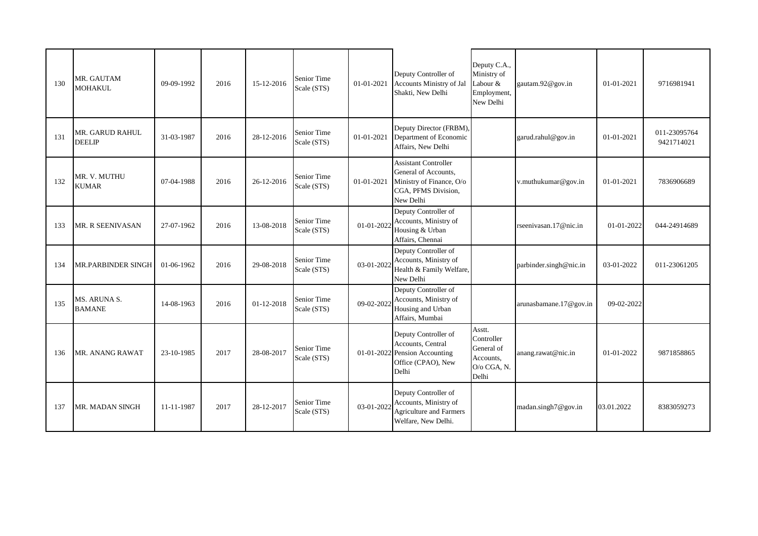| 130 | MR. GAUTAM MOHAKUL | 09-09-1992 | 2016 | 15-12-2016 | Senior Time Scale (STS) | 01-01-2021 | Deputy Controller of Accounts Ministry of Jal Shakti, New Delhi | Deputy C.A., Ministry of Labour & Employment, New Delhi | gautam.92@gov.in | 01-01-2021 | 9716981941 |
|---|---|---|---|---|---|---|---|---|---|---|---|
| 131 | MR. GARUD RAHUL DEELIP | 31-03-1987 | 2016 | 28-12-2016 | Senior Time Scale (STS) | 01-01-2021 | Deputy Director (FRBM), Department of Economic Affairs, New Delhi | | garud.rahul@gov.in | 01-01-2021 | 011-23095764 9421714021 |
| 132 | MR. V. MUTHU KUMAR | 07-04-1988 | 2016 | 26-12-2016 | Senior Time Scale (STS) | 01-01-2021 | Assistant Controller General of Accounts, Ministry of Finance, O/o CGA, PFMS Division, New Delhi | | v.muthukumar@gov.in | 01-01-2021 | 7836906689 |
| 133 | MR. R SEENIVASAN | 27-07-1962 | 2016 | 13-08-2018 | Senior Time Scale (STS) | 01-01-2022 | Deputy Controller of Accounts, Ministry of Housing & Urban Affairs, Chennai | | rseenivasan.17@nic.in | 01-01-2022 | 044-24914689 |
| 134 | MR.PARBINDER SINGH | 01-06-1962 | 2016 | 29-08-2018 | Senior Time Scale (STS) | 03-01-2022 | Deputy Controller of Accounts, Ministry of Health & Family Welfare, New Delhi | | parbinder.singh@nic.in | 03-01-2022 | 011-23061205 |
| 135 | MS. ARUNA S. BAMANE | 14-08-1963 | 2016 | 01-12-2018 | Senior Time Scale (STS) | 09-02-2022 | Deputy Controller of Accounts, Ministry of Housing and Urban Affairs, Mumbai | | arunasbamane.17@gov.in | 09-02-2022 | |
| 136 | MR. ANANG RAWAT | 23-10-1985 | 2017 | 28-08-2017 | Senior Time Scale (STS) | 01-01-2022 | Deputy Controller of Accounts, Central Pension Accounting Office (CPAO), New Delhi | Asstt. Controller General of Accounts, O/o CGA, N. Delhi | anang.rawat@nic.in | 01-01-2022 | 9871858865 |
| 137 | MR. MADAN SINGH | 11-11-1987 | 2017 | 28-12-2017 | Senior Time Scale (STS) | 03-01-2022 | Deputy Controller of Accounts, Ministry of Agriculture and Farmers Welfare, New Delhi. | | madan.singh7@gov.in | 03.01.2022 | 8383059273 |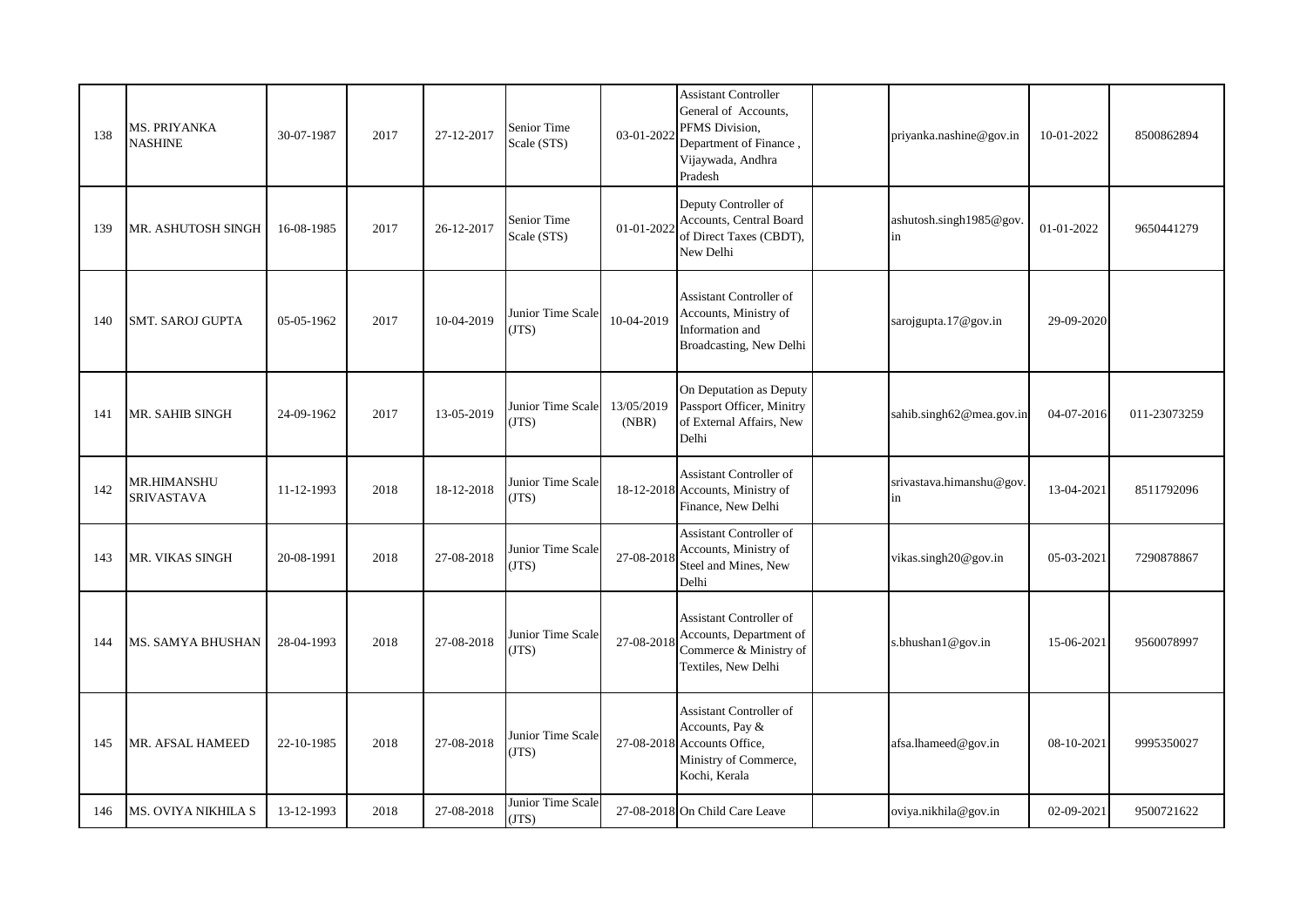| 138 | MS. PRIYANKA NASHINE | 30-07-1987 | 2017 | 27-12-2017 | Senior Time Scale (STS) | 03-01-2022 | Assistant Controller General of Accounts, PFMS Division, Department of Finance , Vijaywada, Andhra Pradesh | | priyanka.nashine@gov.in | 10-01-2022 | 8500862894 |
|---|---|---|---|---|---|---|---|---|---|---|---|
| 139 | MR. ASHUTOSH SINGH | 16-08-1985 | 2017 | 26-12-2017 | Senior Time Scale (STS) | 01-01-2022 | Deputy Controller of Accounts, Central Board of Direct Taxes (CBDT), New Delhi | | ashutosh.singh1985@gov.in | 01-01-2022 | 9650441279 |
| 140 | SMT. SAROJ GUPTA | 05-05-1962 | 2017 | 10-04-2019 | Junior Time Scale (JTS) | 10-04-2019 | Assistant Controller of Accounts, Ministry of Information and Broadcasting, New Delhi | | sarojgupta.17@gov.in | 29-09-2020 | |
| 141 | MR. SAHIB SINGH | 24-09-1962 | 2017 | 13-05-2019 | Junior Time Scale (JTS) | 13/05/2019 (NBR) | On Deputation as Deputy Passport Officer, Minitry of External Affairs, New Delhi | | sahib.singh62@mea.gov.in | 04-07-2016 | 011-23073259 |
| 142 | MR.HIMANSHU SRIVASTAVA | 11-12-1993 | 2018 | 18-12-2018 | Junior Time Scale (JTS) | 18-12-2018 | Assistant Controller of Accounts, Ministry of Finance, New Delhi | | srivastava.himanshu@gov.in | 13-04-2021 | 8511792096 |
| 143 | MR. VIKAS SINGH | 20-08-1991 | 2018 | 27-08-2018 | Junior Time Scale (JTS) | 27-08-2018 | Assistant Controller of Accounts, Ministry of Steel and Mines, New Delhi | | vikas.singh20@gov.in | 05-03-2021 | 7290878867 |
| 144 | MS. SAMYA BHUSHAN | 28-04-1993 | 2018 | 27-08-2018 | Junior Time Scale (JTS) | 27-08-2018 | Assistant Controller of Accounts, Department of Commerce & Ministry of Textiles, New Delhi | | s.bhushan1@gov.in | 15-06-2021 | 9560078997 |
| 145 | MR. AFSAL HAMEED | 22-10-1985 | 2018 | 27-08-2018 | Junior Time Scale (JTS) | 27-08-2018 | Assistant Controller of Accounts, Pay & Accounts Office, Ministry of Commerce, Kochi, Kerala | | afsa.lhameed@gov.in | 08-10-2021 | 9995350027 |
| 146 | MS. OVIYA NIKHILA S | 13-12-1993 | 2018 | 27-08-2018 | Junior Time Scale (JTS) | 27-08-2018 | On Child Care Leave | | oviya.nikhila@gov.in | 02-09-2021 | 9500721622 |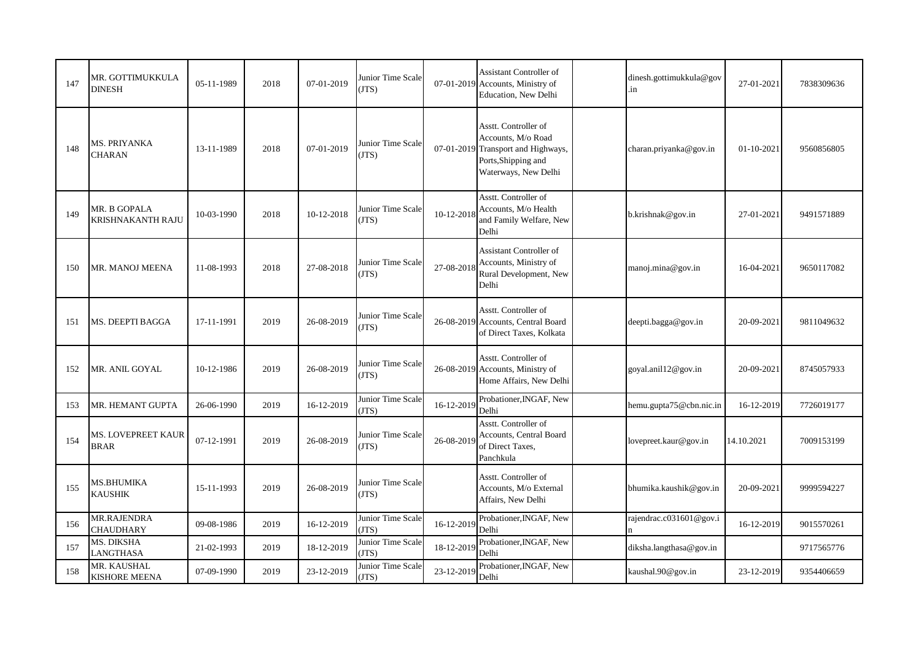| 147 | MR. GOTTIMUKKULA DINESH | 05-11-1989 | 2018 | 07-01-2019 | Junior Time Scale (JTS) | 07-01-2019 | Assistant Controller of Accounts, Ministry of Education, New Delhi | | dinesh.gottimukkula@gov.in | 27-01-2021 | 7838309636 |
|---|---|---|---|---|---|---|---|---|---|---|---|
| 148 | MS. PRIYANKA CHARAN | 13-11-1989 | 2018 | 07-01-2019 | Junior Time Scale (JTS) | 07-01-2019 | Asstt. Controller of Accounts, M/o Road Transport and Highways, Ports,Shipping and Waterways, New Delhi | | charan.priyanka@gov.in | 01-10-2021 | 9560856805 |
| 149 | MR. B GOPALA KRISHNAKANTH RAJU | 10-03-1990 | 2018 | 10-12-2018 | Junior Time Scale (JTS) | 10-12-2018 | Asstt. Controller of Accounts, M/o Health and Family Welfare, New Delhi | | b.krishnak@gov.in | 27-01-2021 | 9491571889 |
| 150 | MR. MANOJ MEENA | 11-08-1993 | 2018 | 27-08-2018 | Junior Time Scale (JTS) | 27-08-2018 | Assistant Controller of Accounts, Ministry of Rural Development, New Delhi | | manoj.mina@gov.in | 16-04-2021 | 9650117082 |
| 151 | MS. DEEPTI BAGGA | 17-11-1991 | 2019 | 26-08-2019 | Junior Time Scale (JTS) | 26-08-2019 | Asstt. Controller of Accounts, Central Board of Direct Taxes, Kolkata | | deepti.bagga@gov.in | 20-09-2021 | 9811049632 |
| 152 | MR. ANIL GOYAL | 10-12-1986 | 2019 | 26-08-2019 | Junior Time Scale (JTS) | 26-08-2019 | Asstt. Controller of Accounts, Ministry of Home Affairs, New Delhi | | goyal.anil12@gov.in | 20-09-2021 | 8745057933 |
| 153 | MR. HEMANT GUPTA | 26-06-1990 | 2019 | 16-12-2019 | Junior Time Scale (JTS) | 16-12-2019 | Probationer,INGAF, New Delhi | | hemu.gupta75@cbn.nic.in | 16-12-2019 | 7726019177 |
| 154 | MS. LOVEPREET KAUR BRAR | 07-12-1991 | 2019 | 26-08-2019 | Junior Time Scale (JTS) | 26-08-2019 | Asstt. Controller of Accounts, Central Board of Direct Taxes, Panchkula | | lovepreet.kaur@gov.in | 14.10.2021 | 7009153199 |
| 155 | MS.BHUMIKA KAUSHIK | 15-11-1993 | 2019 | 26-08-2019 | Junior Time Scale (JTS) | | Asstt. Controller of Accounts, M/o External Affairs, New Delhi | | bhumika.kaushik@gov.in | 20-09-2021 | 9999594227 |
| 156 | MR.RAJENDRA CHAUDHARY | 09-08-1986 | 2019 | 16-12-2019 | Junior Time Scale (JTS) | 16-12-2019 | Probationer,INGAF, New Delhi | | rajendrac.c031601@gov.in | 16-12-2019 | 9015570261 |
| 157 | MS. DIKSHA LANGTHASA | 21-02-1993 | 2019 | 18-12-2019 | Junior Time Scale (JTS) | 18-12-2019 | Probationer,INGAF, New Delhi | | diksha.langthasa@gov.in | | 9717565776 |
| 158 | MR. KAUSHAL KISHORE MEENA | 07-09-1990 | 2019 | 23-12-2019 | Junior Time Scale (JTS) | 23-12-2019 | Probationer,INGAF, New Delhi | | kaushal.90@gov.in | 23-12-2019 | 9354406659 |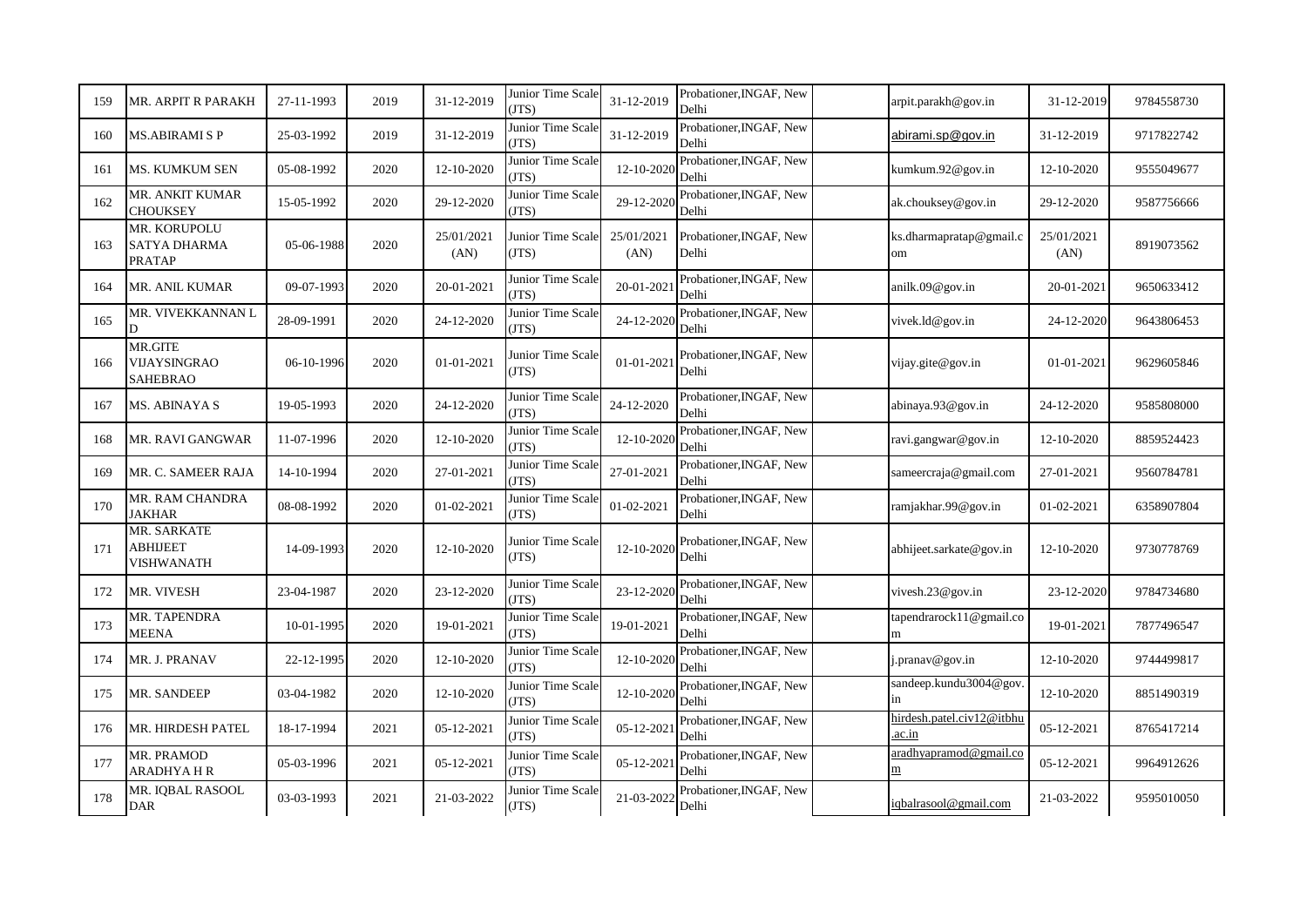| 159 | MR. ARPIT R PARAKH | 27-11-1993 | 2019 | 31-12-2019 | Junior Time Scale (JTS) | 31-12-2019 | Probationer,INGAF, New Delhi | | arpit.parakh@gov.in | 31-12-2019 | 9784558730 |
|---|---|---|---|---|---|---|---|---|---|---|---|
| 160 | MS.ABIRAMI S P | 25-03-1992 | 2019 | 31-12-2019 | Junior Time Scale (JTS) | 31-12-2019 | Probationer,INGAF, New Delhi | | abirami.sp@gov.in | 31-12-2019 | 9717822742 |
| 161 | MS. KUMKUM SEN | 05-08-1992 | 2020 | 12-10-2020 | Junior Time Scale (JTS) | 12-10-2020 | Probationer,INGAF, New Delhi | | kumkum.92@gov.in | 12-10-2020 | 9555049677 |
| 162 | MR. ANKIT KUMAR CHOUKSEY | 15-05-1992 | 2020 | 29-12-2020 | Junior Time Scale (JTS) | 29-12-2020 | Probationer,INGAF, New Delhi | | ak.chouksey@gov.in | 29-12-2020 | 9587756666 |
| 163 | MR. KORUPOLU SATYA DHARMA PRATAP | 05-06-1988 | 2020 | 25/01/2021 (AN) | Junior Time Scale (JTS) | 25/01/2021 (AN) | Probationer,INGAF, New Delhi | | ks.dharmapratap@gmail.com | 25/01/2021 (AN) | 8919073562 |
| 164 | MR. ANIL KUMAR | 09-07-1993 | 2020 | 20-01-2021 | Junior Time Scale (JTS) | 20-01-2021 | Probationer,INGAF, New Delhi | | anilk.09@gov.in | 20-01-2021 | 9650633412 |
| 165 | MR. VIVEKKANNAN L D | 28-09-1991 | 2020 | 24-12-2020 | Junior Time Scale (JTS) | 24-12-2020 | Probationer,INGAF, New Delhi | | vivek.ld@gov.in | 24-12-2020 | 9643806453 |
| 166 | MR.GITE VIJAYSINGRAO SAHEBRAO | 06-10-1996 | 2020 | 01-01-2021 | Junior Time Scale (JTS) | 01-01-2021 | Probationer,INGAF, New Delhi | | vijay.gite@gov.in | 01-01-2021 | 9629605846 |
| 167 | MS. ABINAYA S | 19-05-1993 | 2020 | 24-12-2020 | Junior Time Scale (JTS) | 24-12-2020 | Probationer,INGAF, New Delhi | | abinaya.93@gov.in | 24-12-2020 | 9585808000 |
| 168 | MR. RAVI GANGWAR | 11-07-1996 | 2020 | 12-10-2020 | Junior Time Scale (JTS) | 12-10-2020 | Probationer,INGAF, New Delhi | | ravi.gangwar@gov.in | 12-10-2020 | 8859524423 |
| 169 | MR. C. SAMEER RAJA | 14-10-1994 | 2020 | 27-01-2021 | Junior Time Scale (JTS) | 27-01-2021 | Probationer,INGAF, New Delhi | | sameercraja@gmail.com | 27-01-2021 | 9560784781 |
| 170 | MR. RAM CHANDRA JAKHAR | 08-08-1992 | 2020 | 01-02-2021 | Junior Time Scale (JTS) | 01-02-2021 | Probationer,INGAF, New Delhi | | ramjakhar.99@gov.in | 01-02-2021 | 6358907804 |
| 171 | MR. SARKATE ABHIJEET VISHWANATH | 14-09-1993 | 2020 | 12-10-2020 | Junior Time Scale (JTS) | 12-10-2020 | Probationer,INGAF, New Delhi | | abhijeet.sarkate@gov.in | 12-10-2020 | 9730778769 |
| 172 | MR. VIVESH | 23-04-1987 | 2020 | 23-12-2020 | Junior Time Scale (JTS) | 23-12-2020 | Probationer,INGAF, New Delhi | | vivesh.23@gov.in | 23-12-2020 | 9784734680 |
| 173 | MR. TAPENDRA MEENA | 10-01-1995 | 2020 | 19-01-2021 | Junior Time Scale (JTS) | 19-01-2021 | Probationer,INGAF, New Delhi | | tapendrarock11@gmail.com | 19-01-2021 | 7877496547 |
| 174 | MR. J. PRANAV | 22-12-1995 | 2020 | 12-10-2020 | Junior Time Scale (JTS) | 12-10-2020 | Probationer,INGAF, New Delhi | | j.pranav@gov.in | 12-10-2020 | 9744499817 |
| 175 | MR. SANDEEP | 03-04-1982 | 2020 | 12-10-2020 | Junior Time Scale (JTS) | 12-10-2020 | Probationer,INGAF, New Delhi | | sandeep.kundu3004@gov.in | 12-10-2020 | 8851490319 |
| 176 | MR. HIRDESH PATEL | 18-17-1994 | 2021 | 05-12-2021 | Junior Time Scale (JTS) | 05-12-2021 | Probationer,INGAF, New Delhi | | hirdesh.patel.civ12@itbhu.ac.in | 05-12-2021 | 8765417214 |
| 177 | MR. PRAMOD ARADHYA H R | 05-03-1996 | 2021 | 05-12-2021 | Junior Time Scale (JTS) | 05-12-2021 | Probationer,INGAF, New Delhi | | aradhyapramod@gmail.com | 05-12-2021 | 9964912626 |
| 178 | MR. IQBAL RASOOL DAR | 03-03-1993 | 2021 | 21-03-2022 | Junior Time Scale (JTS) | 21-03-2022 | Probationer,INGAF, New Delhi | | iqbalrasool@gmail.com | 21-03-2022 | 9595010050 |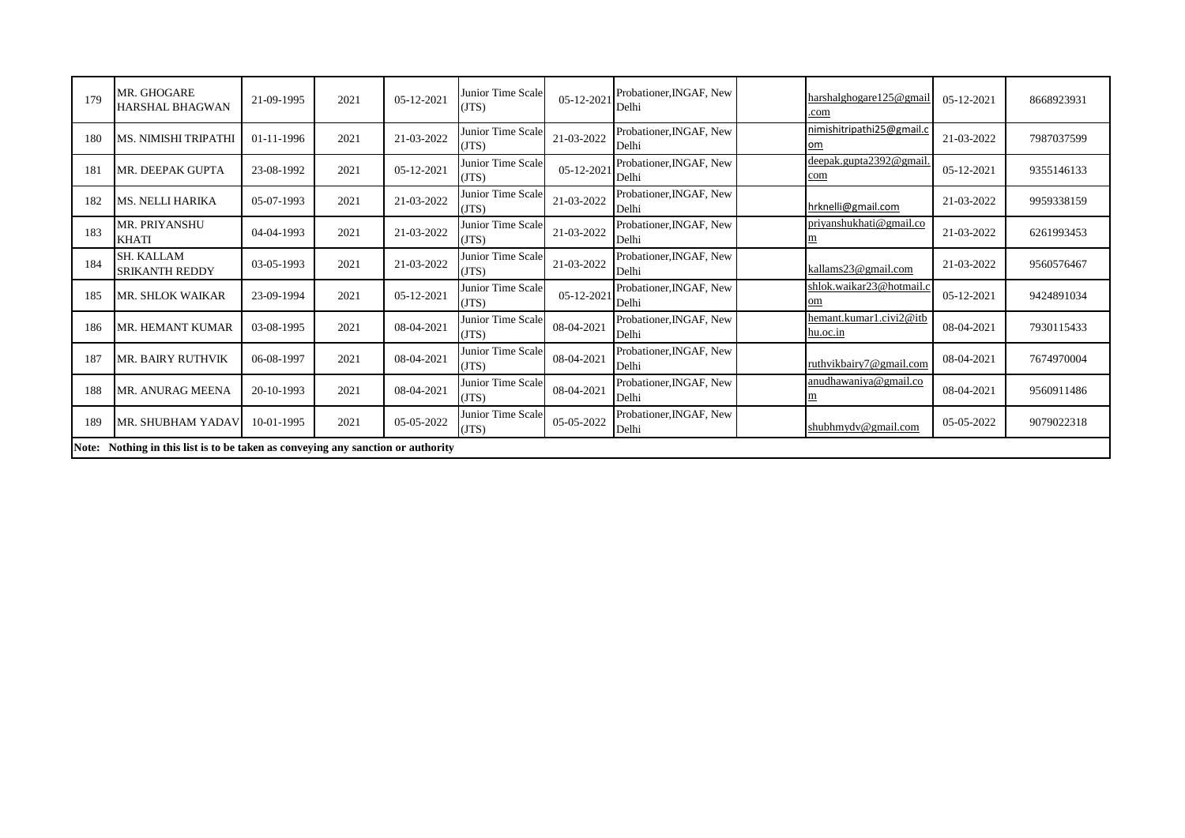| | | | | | | | | | | | |
|---|---|---|---|---|---|---|---|---|---|---|---|
| 179 | MR. GHOGARE HARSHAL BHAGWAN | 21-09-1995 | 2021 | 05-12-2021 | Junior Time Scale (JTS) | 05-12-2021 | Probationer,INGAF, New Delhi | | harshalghogare125@gmail.com | 05-12-2021 | 8668923931 |
| 180 | MS. NIMISHI TRIPATHI | 01-11-1996 | 2021 | 21-03-2022 | Junior Time Scale (JTS) | 21-03-2022 | Probationer,INGAF, New Delhi | | nimishitripathi25@gmail.com | 21-03-2022 | 7987037599 |
| 181 | MR. DEEPAK GUPTA | 23-08-1992 | 2021 | 05-12-2021 | Junior Time Scale (JTS) | 05-12-2021 | Probationer,INGAF, New Delhi | | deepak.gupta2392@gmail.com | 05-12-2021 | 9355146133 |
| 182 | MS. NELLI HARIKA | 05-07-1993 | 2021 | 21-03-2022 | Junior Time Scale (JTS) | 21-03-2022 | Probationer,INGAF, New Delhi | | hrknelli@gmail.com | 21-03-2022 | 9959338159 |
| 183 | MR. PRIYANSHU KHATI | 04-04-1993 | 2021 | 21-03-2022 | Junior Time Scale (JTS) | 21-03-2022 | Probationer,INGAF, New Delhi | | priyanshukhati@gmail.com | 21-03-2022 | 6261993453 |
| 184 | SH. KALLAM SRIKANTH REDDY | 03-05-1993 | 2021 | 21-03-2022 | Junior Time Scale (JTS) | 21-03-2022 | Probationer,INGAF, New Delhi | | kallams23@gmail.com | 21-03-2022 | 9560576467 |
| 185 | MR. SHLOK WAIKAR | 23-09-1994 | 2021 | 05-12-2021 | Junior Time Scale (JTS) | 05-12-2021 | Probationer,INGAF, New Delhi | | shlok.waikar23@hotmail.com | 05-12-2021 | 9424891034 |
| 186 | MR. HEMANT KUMAR | 03-08-1995 | 2021 | 08-04-2021 | Junior Time Scale (JTS) | 08-04-2021 | Probationer,INGAF, New Delhi | | hemant.kumar1.civi2@itbhu.oc.in | 08-04-2021 | 7930115433 |
| 187 | MR. BAIRY RUTHVIK | 06-08-1997 | 2021 | 08-04-2021 | Junior Time Scale (JTS) | 08-04-2021 | Probationer,INGAF, New Delhi | | ruthvikbairy7@gmail.com | 08-04-2021 | 7674970004 |
| 188 | MR. ANURAG MEENA | 20-10-1993 | 2021 | 08-04-2021 | Junior Time Scale (JTS) | 08-04-2021 | Probationer,INGAF, New Delhi | | anudhawaniya@gmail.com | 08-04-2021 | 9560911486 |
| 189 | MR. SHUBHAM YADAV | 10-01-1995 | 2021 | 05-05-2022 | Junior Time Scale (JTS) | 05-05-2022 | Probationer,INGAF, New Delhi | | shubhmydv@gmail.com | 05-05-2022 | 9079022318 |

**Note: Nothing in this list is to be taken as conveying any sanction or authority**